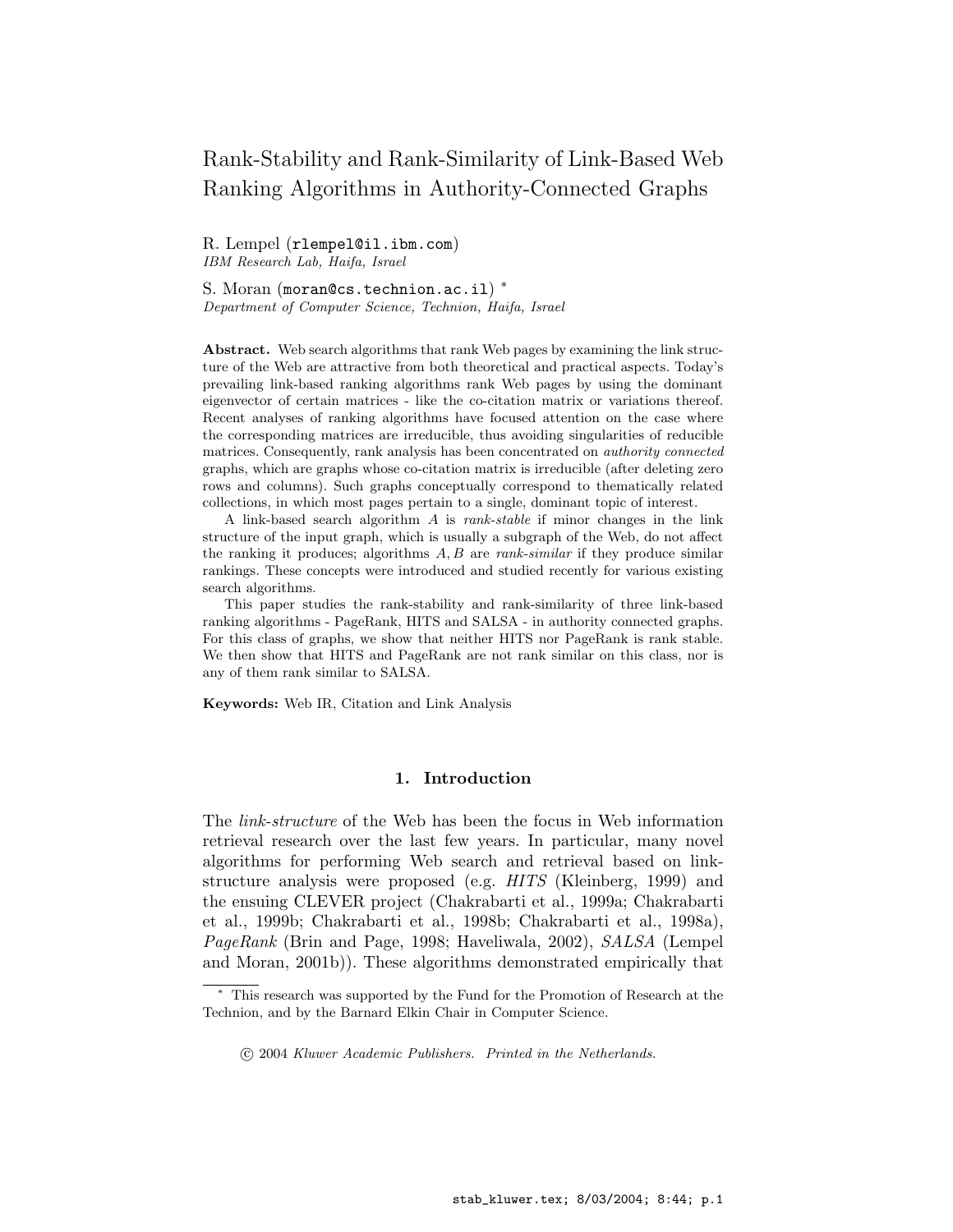# Rank-Stability and Rank-Similarity of Link-Based Web Ranking Algorithms in Authority-Connected Graphs

R. Lempel (`rlempel@il.ibm.com`)
*IBM Research Lab, Haifa, Israel*

S. Moran (`moran@cs.technion.ac.il`) *
*Department of Computer Science, Technion, Haifa, Israel*

**Abstract.** Web search algorithms that rank Web pages by examining the link structure of the Web are attractive from both theoretical and practical aspects. Today's prevailing link-based ranking algorithms rank Web pages by using the dominant eigenvector of certain matrices - like the co-citation matrix or variations thereof. Recent analyses of ranking algorithms have focused attention on the case where the corresponding matrices are irreducible, thus avoiding singularities of reducible matrices. Consequently, rank analysis has been concentrated on *authority connected* graphs, which are graphs whose co-citation matrix is irreducible (after deleting zero rows and columns). Such graphs conceptually correspond to thematically related collections, in which most pages pertain to a single, dominant topic of interest.

A link-based search algorithm $A$ is *rank-stable* if minor changes in the link structure of the input graph, which is usually a subgraph of the Web, do not affect the ranking it produces; algorithms $A, B$ are *rank-similar* if they produce similar rankings. These concepts were introduced and studied recently for various existing search algorithms.

This paper studies the rank-stability and rank-similarity of three link-based ranking algorithms - PageRank, HITS and SALSA - in authority connected graphs. For this class of graphs, we show that neither HITS nor PageRank is rank stable. We then show that HITS and PageRank are not rank similar on this class, nor is any of them rank similar to SALSA.

**Keywords:** Web IR, Citation and Link Analysis

## 1. Introduction

The *link-structure* of the Web has been the focus in Web information retrieval research over the last few years. In particular, many novel algorithms for performing Web search and retrieval based on link-structure analysis were proposed (e.g. *HITS* (Kleinberg, 1999) and the ensuing CLEVER project (Chakrabarti et al., 1999a; Chakrabarti et al., 1999b; Chakrabarti et al., 1998b; Chakrabarti et al., 1998a), *PageRank* (Brin and Page, 1998; Haveliwala, 2002), *SALSA* (Lempel and Moran, 2001b)). These algorithms demonstrated empirically that

* This research was supported by the Fund for the Promotion of Research at the Technion, and by the Barnard Elkin Chair in Computer Science.

© 2004 *Kluwer Academic Publishers. Printed in the Netherlands.*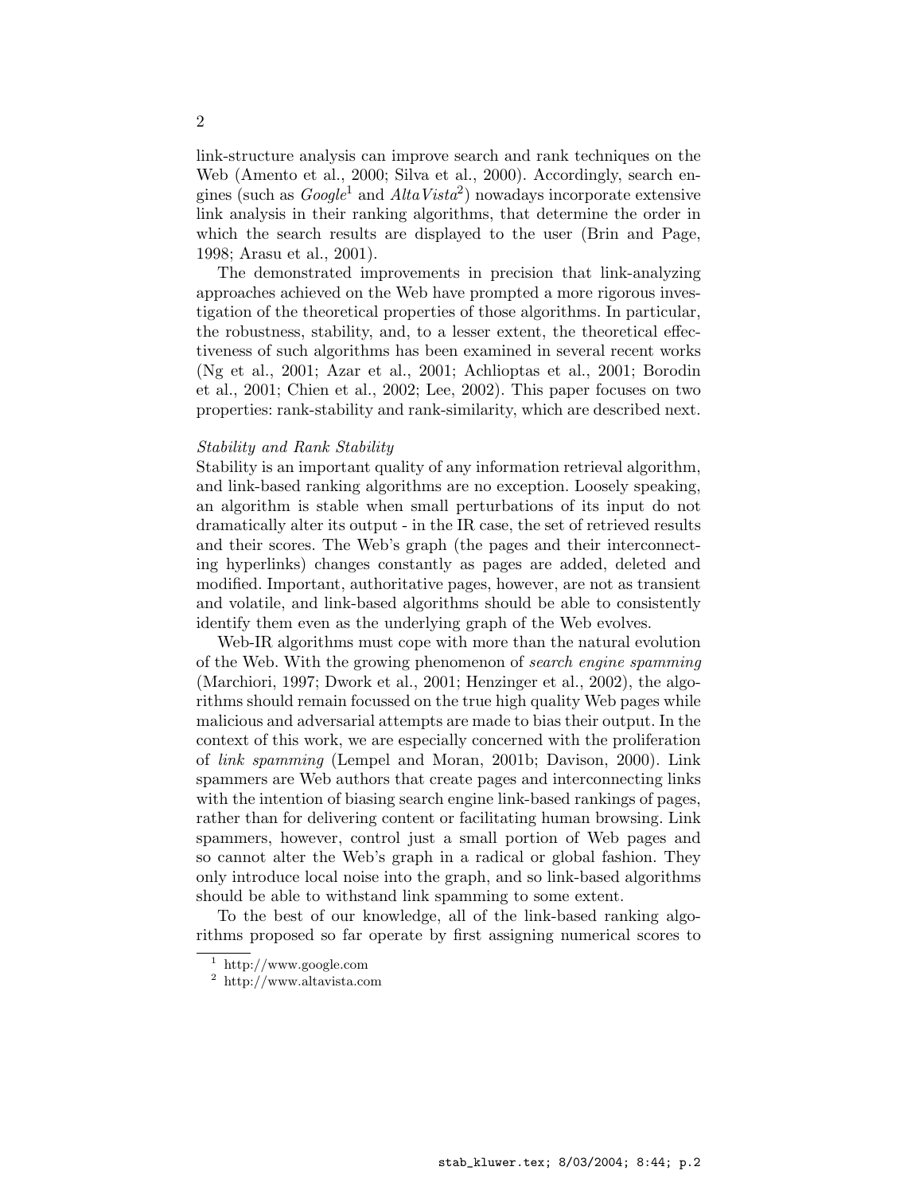link-structure analysis can improve search and rank techniques on the Web (Amento et al., 2000; Silva et al., 2000). Accordingly, search engines (such as *Google*[1] and *AltaVista*[2]) nowadays incorporate extensive link analysis in their ranking algorithms, that determine the order in which the search results are displayed to the user (Brin and Page, 1998; Arasu et al., 2001).

The demonstrated improvements in precision that link-analyzing approaches achieved on the Web have prompted a more rigorous investigation of the theoretical properties of those algorithms. In particular, the robustness, stability, and, to a lesser extent, the theoretical effectiveness of such algorithms has been examined in several recent works (Ng et al., 2001; Azar et al., 2001; Achlioptas et al., 2001; Borodin et al., 2001; Chien et al., 2002; Lee, 2002). This paper focuses on two properties: rank-stability and rank-similarity, which are described next.

*Stability and Rank Stability*

Stability is an important quality of any information retrieval algorithm, and link-based ranking algorithms are no exception. Loosely speaking, an algorithm is stable when small perturbations of its input do not dramatically alter its output - in the IR case, the set of retrieved results and their scores. The Web's graph (the pages and their interconnecting hyperlinks) changes constantly as pages are added, deleted and modified. Important, authoritative pages, however, are not as transient and volatile, and link-based algorithms should be able to consistently identify them even as the underlying graph of the Web evolves.

Web-IR algorithms must cope with more than the natural evolution of the Web. With the growing phenomenon of *search engine spamming* (Marchiori, 1997; Dwork et al., 2001; Henzinger et al., 2002), the algorithms should remain focussed on the true high quality Web pages while malicious and adversarial attempts are made to bias their output. In the context of this work, we are especially concerned with the proliferation of *link spamming* (Lempel and Moran, 2001b; Davison, 2000). Link spammers are Web authors that create pages and interconnecting links with the intention of biasing search engine link-based rankings of pages, rather than for delivering content or facilitating human browsing. Link spammers, however, control just a small portion of Web pages and so cannot alter the Web's graph in a radical or global fashion. They only introduce local noise into the graph, and so link-based algorithms should be able to withstand link spamming to some extent.

To the best of our knowledge, all of the link-based ranking algorithms proposed so far operate by first assigning numerical scores to

[1] http://www.google.com

[2] http://www.altavista.com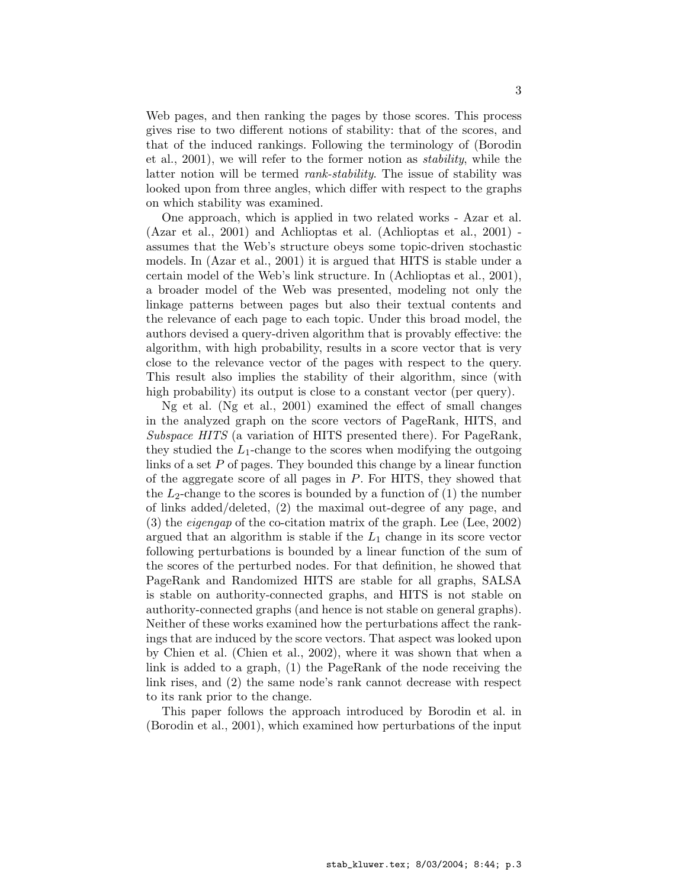Web pages, and then ranking the pages by those scores. This process gives rise to two different notions of stability: that of the scores, and that of the induced rankings. Following the terminology of (Borodin et al., 2001), we will refer to the former notion as *stability*, while the latter notion will be termed *rank-stability*. The issue of stability was looked upon from three angles, which differ with respect to the graphs on which stability was examined.

One approach, which is applied in two related works - Azar et al. (Azar et al., 2001) and Achlioptas et al. (Achlioptas et al., 2001) - assumes that the Web's structure obeys some topic-driven stochastic models. In (Azar et al., 2001) it is argued that HITS is stable under a certain model of the Web's link structure. In (Achlioptas et al., 2001), a broader model of the Web was presented, modeling not only the linkage patterns between pages but also their textual contents and the relevance of each page to each topic. Under this broad model, the authors devised a query-driven algorithm that is provably effective: the algorithm, with high probability, results in a score vector that is very close to the relevance vector of the pages with respect to the query. This result also implies the stability of their algorithm, since (with high probability) its output is close to a constant vector (per query).

Ng et al. (Ng et al., 2001) examined the effect of small changes in the analyzed graph on the score vectors of PageRank, HITS, and *Subspace HITS* (a variation of HITS presented there). For PageRank, they studied the $L_1$-change to the scores when modifying the outgoing links of a set $P$ of pages. They bounded this change by a linear function of the aggregate score of all pages in $P$. For HITS, they showed that the $L_2$-change to the scores is bounded by a function of (1) the number of links added/deleted, (2) the maximal out-degree of any page, and (3) the *eigengap* of the co-citation matrix of the graph. Lee (Lee, 2002) argued that an algorithm is stable if the $L_1$ change in its score vector following perturbations is bounded by a linear function of the sum of the scores of the perturbed nodes. For that definition, he showed that PageRank and Randomized HITS are stable for all graphs, SALSA is stable on authority-connected graphs, and HITS is not stable on authority-connected graphs (and hence is not stable on general graphs). Neither of these works examined how the perturbations affect the rankings that are induced by the score vectors. That aspect was looked upon by Chien et al. (Chien et al., 2002), where it was shown that when a link is added to a graph, (1) the PageRank of the node receiving the link rises, and (2) the same node's rank cannot decrease with respect to its rank prior to the change.

This paper follows the approach introduced by Borodin et al. in (Borodin et al., 2001), which examined how perturbations of the input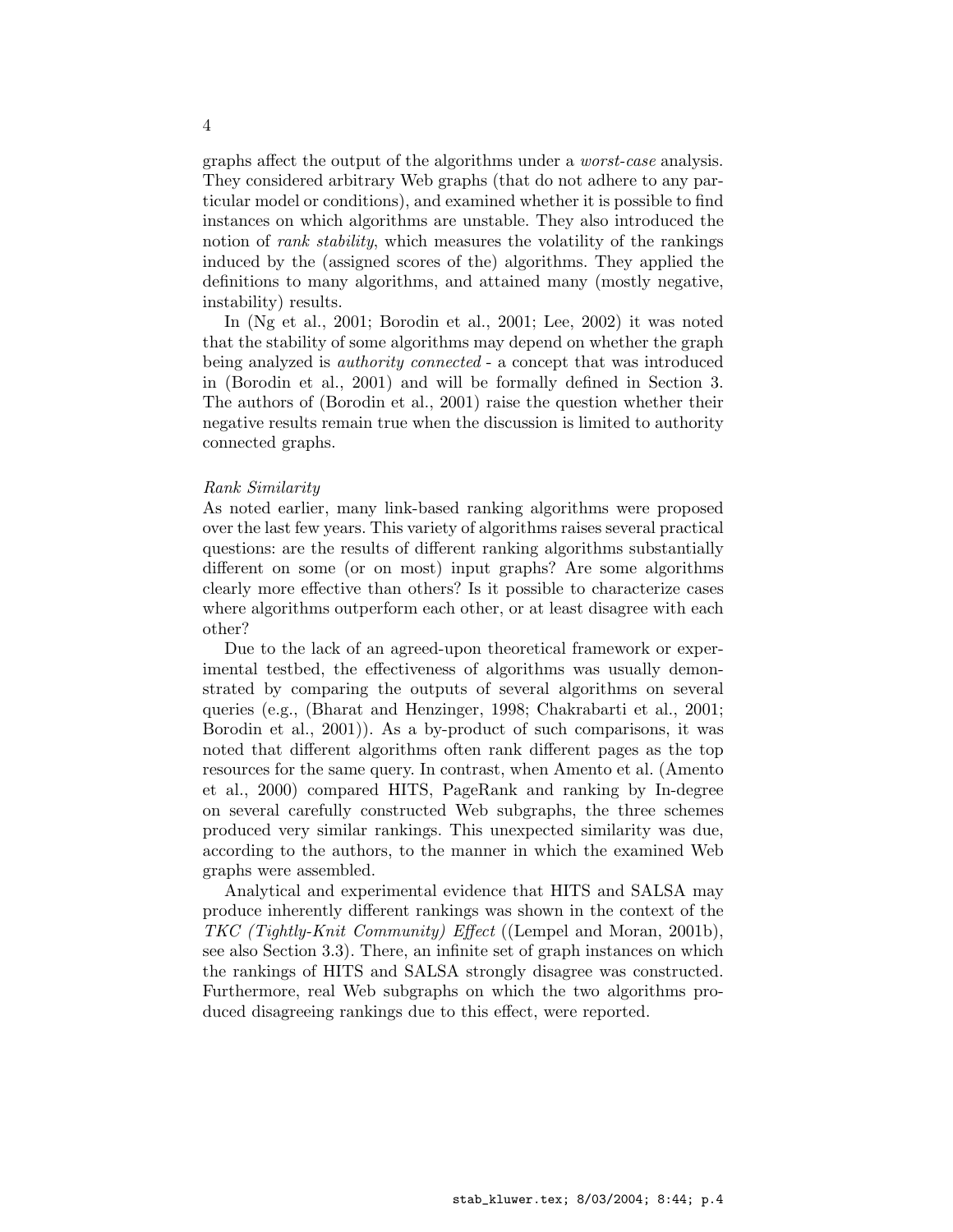graphs affect the output of the algorithms under a *worst-case* analysis. They considered arbitrary Web graphs (that do not adhere to any particular model or conditions), and examined whether it is possible to find instances on which algorithms are unstable. They also introduced the notion of *rank stability*, which measures the volatility of the rankings induced by the (assigned scores of the) algorithms. They applied the definitions to many algorithms, and attained many (mostly negative, instability) results.

In (Ng et al., 2001; Borodin et al., 2001; Lee, 2002) it was noted that the stability of some algorithms may depend on whether the graph being analyzed is *authority connected* - a concept that was introduced in (Borodin et al., 2001) and will be formally defined in Section 3. The authors of (Borodin et al., 2001) raise the question whether their negative results remain true when the discussion is limited to authority connected graphs.

*Rank Similarity*

As noted earlier, many link-based ranking algorithms were proposed over the last few years. This variety of algorithms raises several practical questions: are the results of different ranking algorithms substantially different on some (or on most) input graphs? Are some algorithms clearly more effective than others? Is it possible to characterize cases where algorithms outperform each other, or at least disagree with each other?

Due to the lack of an agreed-upon theoretical framework or experimental testbed, the effectiveness of algorithms was usually demonstrated by comparing the outputs of several algorithms on several queries (e.g., (Bharat and Henzinger, 1998; Chakrabarti et al., 2001; Borodin et al., 2001)). As a by-product of such comparisons, it was noted that different algorithms often rank different pages as the top resources for the same query. In contrast, when Amento et al. (Amento et al., 2000) compared HITS, PageRank and ranking by In-degree on several carefully constructed Web subgraphs, the three schemes produced very similar rankings. This unexpected similarity was due, according to the authors, to the manner in which the examined Web graphs were assembled.

Analytical and experimental evidence that HITS and SALSA may produce inherently different rankings was shown in the context of the *TKC (Tightly-Knit Community) Effect* ((Lempel and Moran, 2001b), see also Section 3.3). There, an infinite set of graph instances on which the rankings of HITS and SALSA strongly disagree was constructed. Furthermore, real Web subgraphs on which the two algorithms produced disagreeing rankings due to this effect, were reported.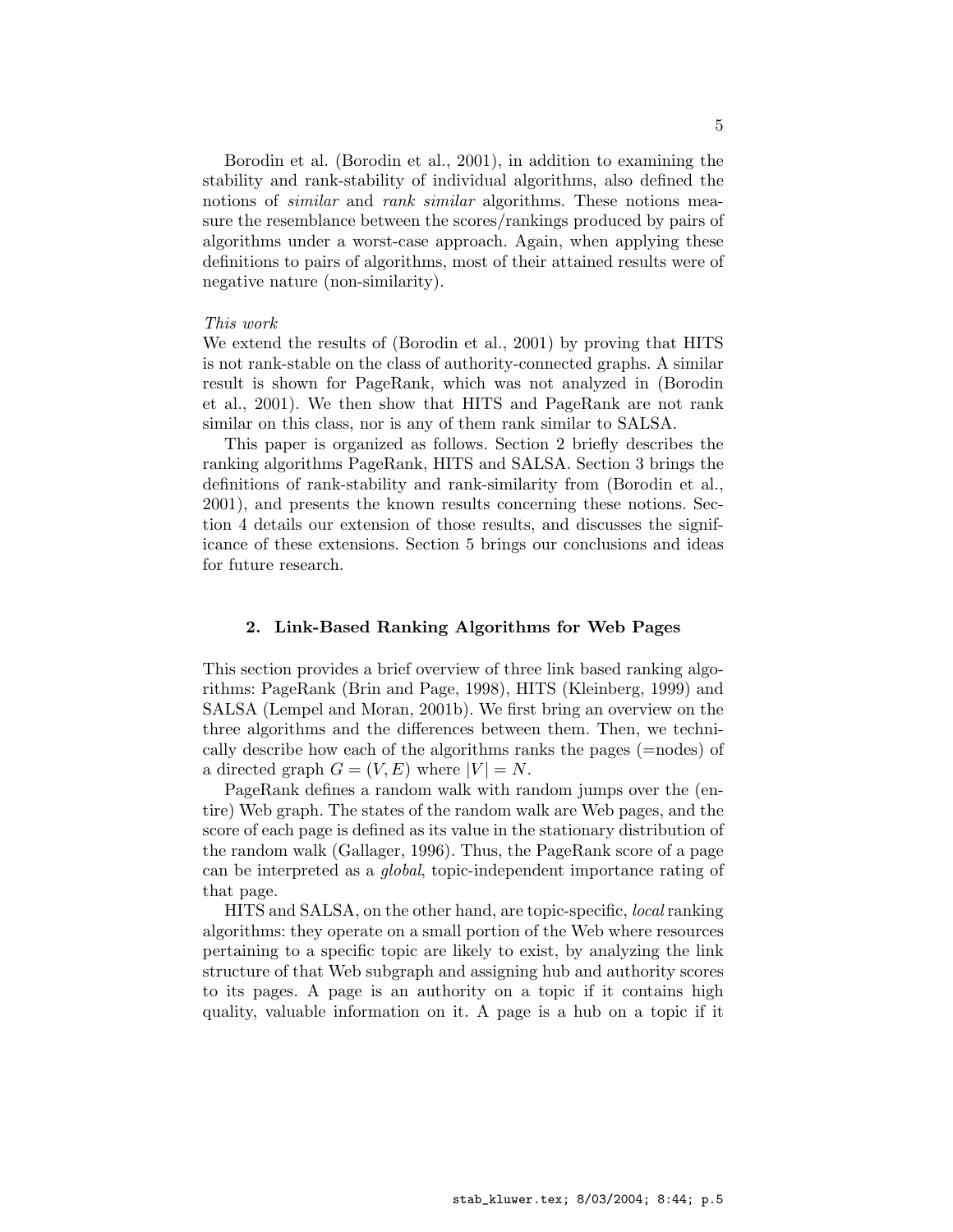Borodin et al. (Borodin et al., 2001), in addition to examining the stability and rank-stability of individual algorithms, also defined the notions of *similar* and *rank similar* algorithms. These notions measure the resemblance between the scores/rankings produced by pairs of algorithms under a worst-case approach. Again, when applying these definitions to pairs of algorithms, most of their attained results were of negative nature (non-similarity).

*This work*

We extend the results of (Borodin et al., 2001) by proving that HITS is not rank-stable on the class of authority-connected graphs. A similar result is shown for PageRank, which was not analyzed in (Borodin et al., 2001). We then show that HITS and PageRank are not rank similar on this class, nor is any of them rank similar to SALSA.

This paper is organized as follows. Section 2 briefly describes the ranking algorithms PageRank, HITS and SALSA. Section 3 brings the definitions of rank-stability and rank-similarity from (Borodin et al., 2001), and presents the known results concerning these notions. Section 4 details our extension of those results, and discusses the significance of these extensions. Section 5 brings our conclusions and ideas for future research.

## 2. Link-Based Ranking Algorithms for Web Pages

This section provides a brief overview of three link based ranking algorithms: PageRank (Brin and Page, 1998), HITS (Kleinberg, 1999) and SALSA (Lempel and Moran, 2001b). We first bring an overview on the three algorithms and the differences between them. Then, we technically describe how each of the algorithms ranks the pages (=nodes) of a directed graph $G = (V, E)$ where $|V| = N$.

PageRank defines a random walk with random jumps over the (entire) Web graph. The states of the random walk are Web pages, and the score of each page is defined as its value in the stationary distribution of the random walk (Gallager, 1996). Thus, the PageRank score of a page can be interpreted as a *global*, topic-independent importance rating of that page.

HITS and SALSA, on the other hand, are topic-specific, *local* ranking algorithms: they operate on a small portion of the Web where resources pertaining to a specific topic are likely to exist, by analyzing the link structure of that Web subgraph and assigning hub and authority scores to its pages. A page is an authority on a topic if it contains high quality, valuable information on it. A page is a hub on a topic if it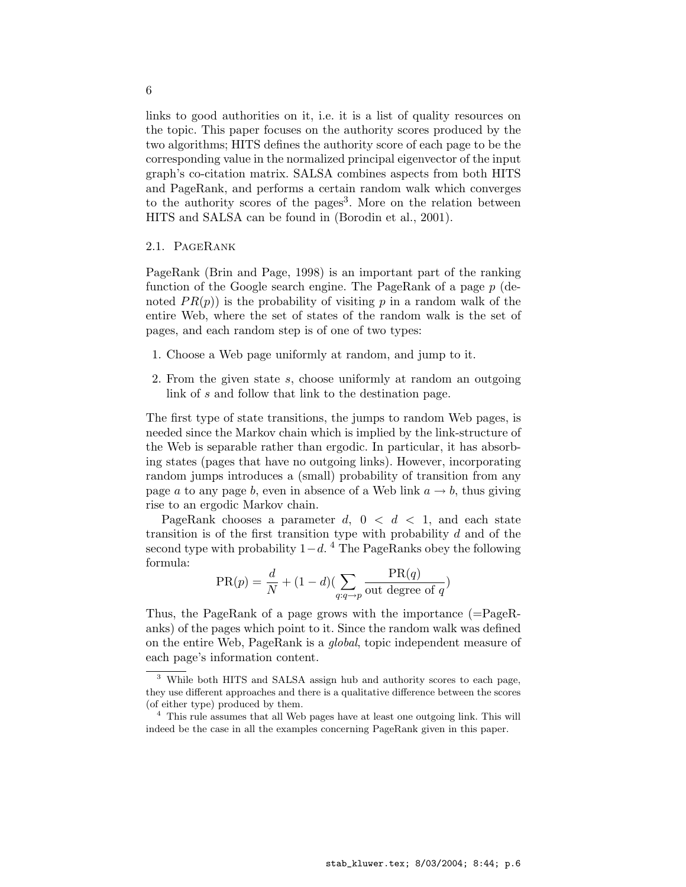links to good authorities on it, i.e. it is a list of quality resources on the topic. This paper focuses on the authority scores produced by the two algorithms; HITS defines the authority score of each page to be the corresponding value in the normalized principal eigenvector of the input graph's co-citation matrix. SALSA combines aspects from both HITS and PageRank, and performs a certain random walk which converges to the authority scores of the pages[3]. More on the relation between HITS and SALSA can be found in (Borodin et al., 2001).

### 2.1. PageRank

PageRank (Brin and Page, 1998) is an important part of the ranking function of the Google search engine. The PageRank of a page $p$ (denoted $PR(p)$) is the probability of visiting $p$ in a random walk of the entire Web, where the set of states of the random walk is the set of pages, and each random step is of one of two types:

1. Choose a Web page uniformly at random, and jump to it.
2. From the given state $s$, choose uniformly at random an outgoing link of $s$ and follow that link to the destination page.

The first type of state transitions, the jumps to random Web pages, is needed since the Markov chain which is implied by the link-structure of the Web is separable rather than ergodic. In particular, it has absorbing states (pages that have no outgoing links). However, incorporating random jumps introduces a (small) probability of transition from any page $a$ to any page $b$, even in absence of a Web link $a \rightarrow b$, thus giving rise to an ergodic Markov chain.

PageRank chooses a parameter $d$, $0 < d < 1$, and each state transition is of the first transition type with probability $d$ and of the second type with probability $1-d$.[4] The PageRanks obey the following formula:

$$\text{PR}(p) = \frac{d}{N} + (1-d)\left(\sum_{q:q \rightarrow p} \frac{\text{PR}(q)}{\text{out degree of } q}\right)$$

Thus, the PageRank of a page grows with the importance (=PageRanks) of the pages which point to it. Since the random walk was defined on the entire Web, PageRank is a *global*, topic independent measure of each page's information content.

---

[3] While both HITS and SALSA assign hub and authority scores to each page, they use different approaches and there is a qualitative difference between the scores (of either type) produced by them.

[4] This rule assumes that all Web pages have at least one outgoing link. This will indeed be the case in all the examples concerning PageRank given in this paper.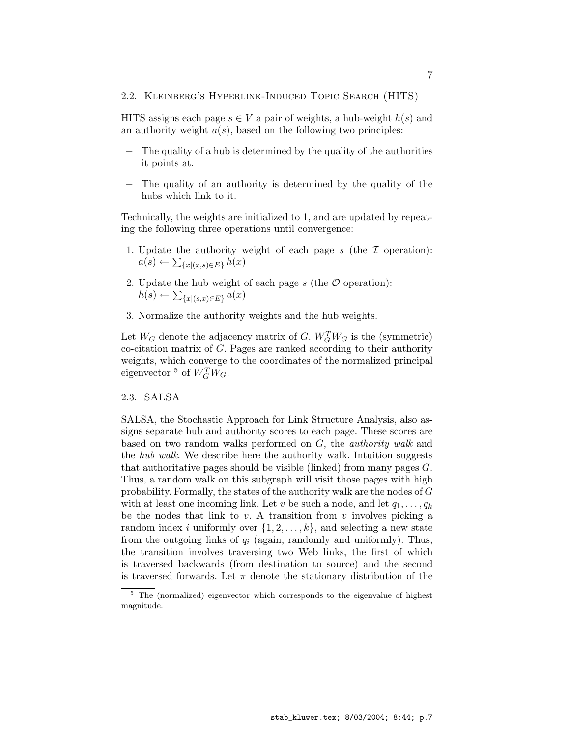### 2.2. Kleinberg's Hyperlink-Induced Topic Search (HITS)

HITS assigns each page $s \in V$ a pair of weights, a hub-weight $h(s)$ and an authority weight $a(s)$, based on the following two principles:

– The quality of a hub is determined by the quality of the authorities it points at.

– The quality of an authority is determined by the quality of the hubs which link to it.

Technically, the weights are initialized to 1, and are updated by repeating the following three operations until convergence:

1. Update the authority weight of each page $s$ (the $\mathcal{I}$ operation): $a(s) \leftarrow \sum_{\{x|(x,s)\in E\}} h(x)$
2. Update the hub weight of each page $s$ (the $\mathcal{O}$ operation): $h(s) \leftarrow \sum_{\{x|(s,x)\in E\}} a(x)$
3. Normalize the authority weights and the hub weights.

Let $W_G$ denote the adjacency matrix of $G$. $W_G^T W_G$ is the (symmetric) co-citation matrix of $G$. Pages are ranked according to their authority weights, which converge to the coordinates of the normalized principal eigenvector [5] of $W_G^T W_G$.

### 2.3. SALSA

SALSA, the Stochastic Approach for Link Structure Analysis, also assigns separate hub and authority scores to each page. These scores are based on two random walks performed on $G$, the *authority walk* and the *hub walk*. We describe here the authority walk. Intuition suggests that authoritative pages should be visible (linked) from many pages $G$. Thus, a random walk on this subgraph will visit those pages with high probability. Formally, the states of the authority walk are the nodes of $G$ with at least one incoming link. Let $v$ be such a node, and let $q_1, \ldots, q_k$ be the nodes that link to $v$. A transition from $v$ involves picking a random index $i$ uniformly over $\{1, 2, \ldots, k\}$, and selecting a new state from the outgoing links of $q_i$ (again, randomly and uniformly). Thus, the transition involves traversing two Web links, the first of which is traversed backwards (from destination to source) and the second is traversed forwards. Let $\pi$ denote the stationary distribution of the

[5] The (normalized) eigenvector which corresponds to the eigenvalue of highest magnitude.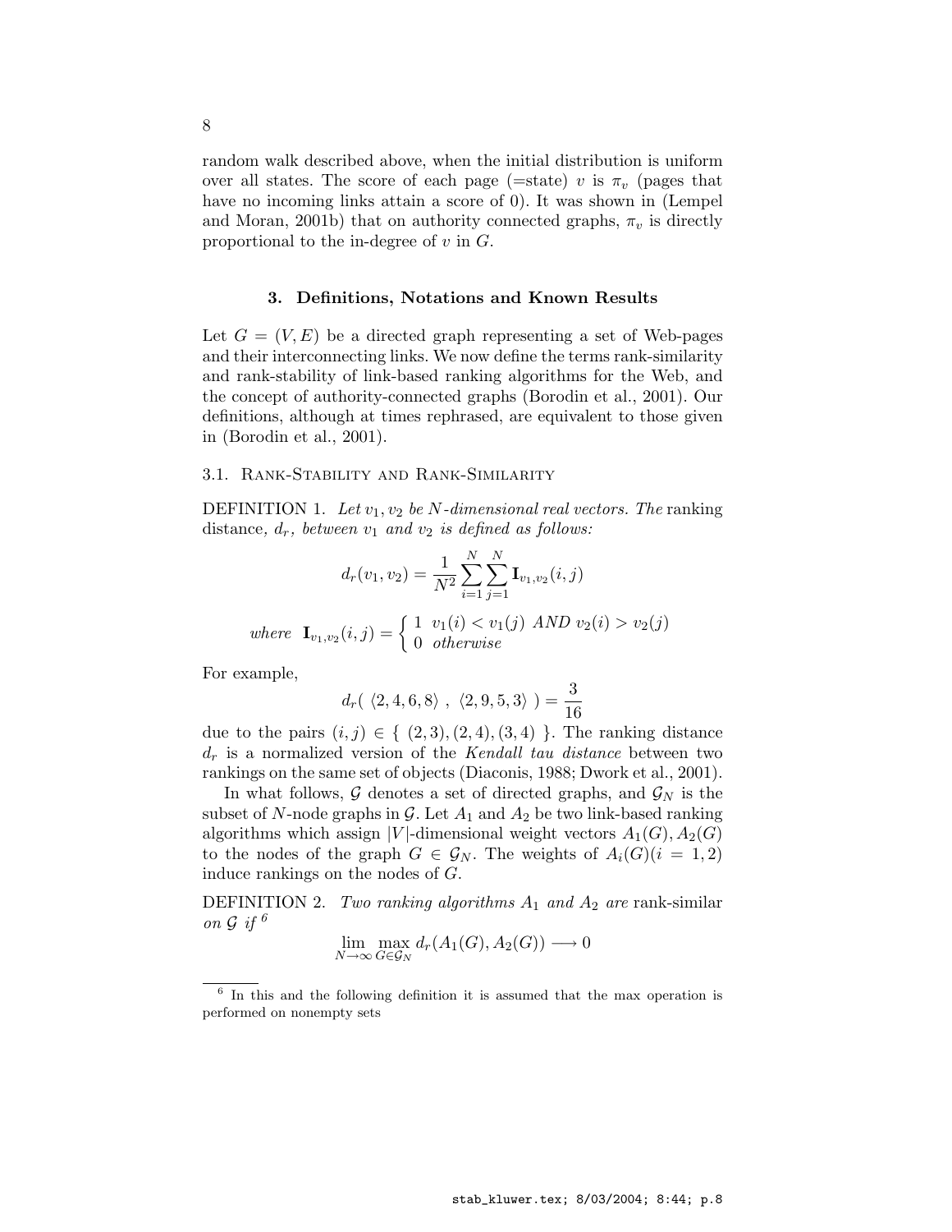random walk described above, when the initial distribution is uniform over all states. The score of each page (=state) $v$ is $\pi_v$ (pages that have no incoming links attain a score of 0). It was shown in (Lempel and Moran, 2001b) that on authority connected graphs, $\pi_v$ is directly proportional to the in-degree of $v$ in $G$.

## 3. Definitions, Notations and Known Results

Let $G = (V, E)$ be a directed graph representing a set of Web-pages and their interconnecting links. We now define the terms rank-similarity and rank-stability of link-based ranking algorithms for the Web, and the concept of authority-connected graphs (Borodin et al., 2001). Our definitions, although at times rephrased, are equivalent to those given in (Borodin et al., 2001).

### 3.1. Rank-Stability and Rank-Similarity

DEFINITION 1. *Let $v_1, v_2$ be $N$-dimensional real vectors. The* ranking distance*, $d_r$, between $v_1$ and $v_2$ is defined as follows:*

$$d_r(v_1, v_2) = \frac{1}{N^2} \sum_{i=1}^{N} \sum_{j=1}^{N} \mathbf{I}_{v_1,v_2}(i,j)$$

$$\textit{where} \quad \mathbf{I}_{v_1,v_2}(i,j) = \begin{cases} 1 & v_1(i) < v_1(j) \text{ AND } v_2(i) > v_2(j) \\ 0 & \textit{otherwise} \end{cases}$$

For example,

$$d_r(\ \langle 2, 4, 6, 8 \rangle\ ,\ \langle 2, 9, 5, 3 \rangle\ ) = \frac{3}{16}$$

due to the pairs $(i,j) \in \{\ (2,3), (2,4), (3,4)\ \}$. The ranking distance $d_r$ is a normalized version of the *Kendall tau distance* between two rankings on the same set of objects (Diaconis, 1988; Dwork et al., 2001).

In what follows, $\mathcal{G}$ denotes a set of directed graphs, and $\mathcal{G}_N$ is the subset of $N$-node graphs in $\mathcal{G}$. Let $A_1$ and $A_2$ be two link-based ranking algorithms which assign $|V|$-dimensional weight vectors $A_1(G), A_2(G)$ to the nodes of the graph $G \in \mathcal{G}_N$. The weights of $A_i(G)(i = 1, 2)$ induce rankings on the nodes of $G$.

DEFINITION 2. *Two ranking algorithms $A_1$ and $A_2$ are* rank-similar *on $\mathcal{G}$ if* [6]

$$\lim_{N \to \infty} \max_{G \in \mathcal{G}_N} d_r(A_1(G), A_2(G)) \longrightarrow 0$$

[6] In this and the following definition it is assumed that the max operation is performed on nonempty sets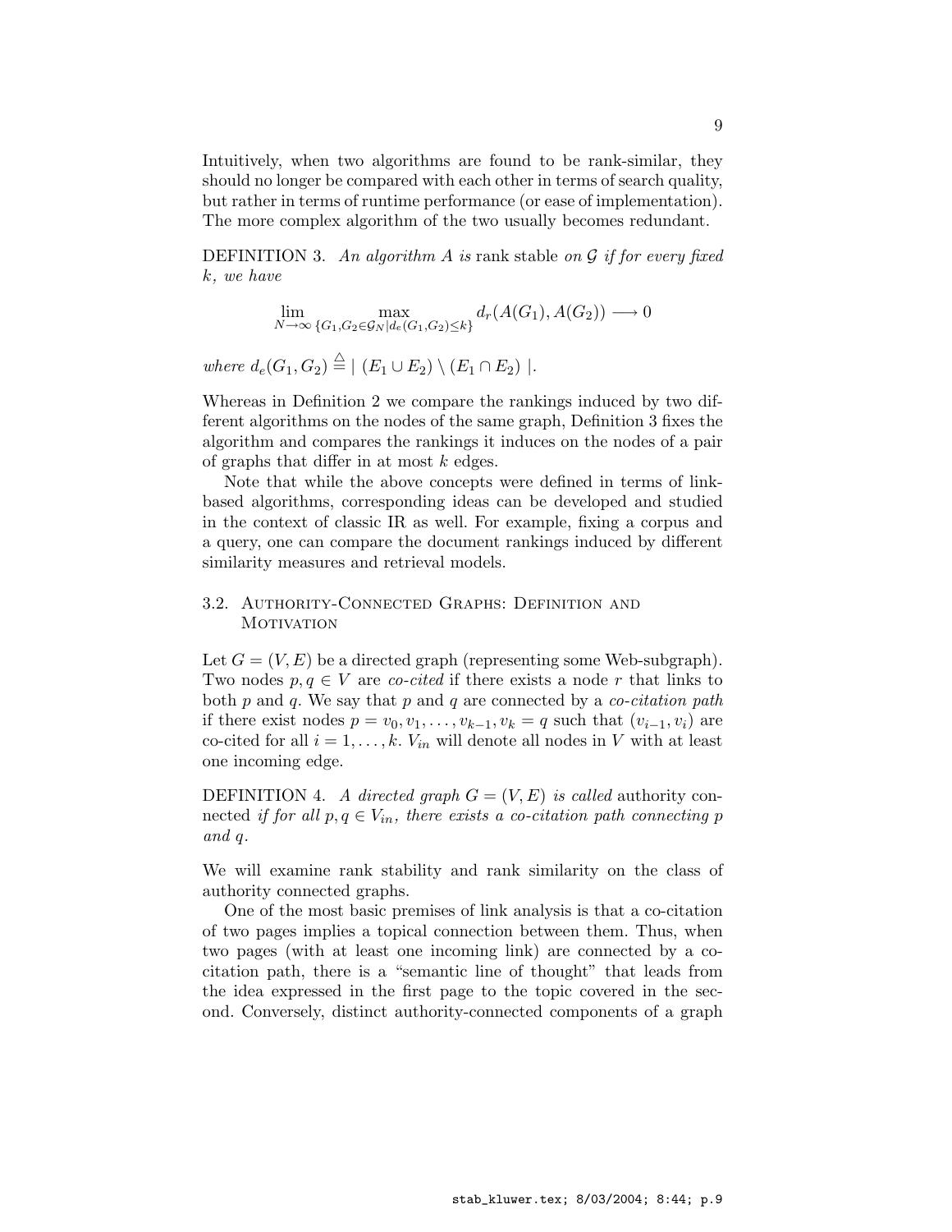Intuitively, when two algorithms are found to be rank-similar, they should no longer be compared with each other in terms of search quality, but rather in terms of runtime performance (or ease of implementation). The more complex algorithm of the two usually becomes redundant.

DEFINITION 3. *An algorithm $A$ is* rank stable *on $\mathcal{G}$ if for every fixed $k$, we have*

$$\lim_{N \to \infty} \max_{\{G_1, G_2 \in \mathcal{G}_N | d_e(G_1, G_2) \leq k\}} d_r(A(G_1), A(G_2)) \longrightarrow 0$$

*where* $d_e(G_1, G_2) \triangleq | \ (E_1 \cup E_2) \setminus (E_1 \cap E_2) \ |$.

Whereas in Definition 2 we compare the rankings induced by two different algorithms on the nodes of the same graph, Definition 3 fixes the algorithm and compares the rankings it induces on the nodes of a pair of graphs that differ in at most $k$ edges.

Note that while the above concepts were defined in terms of link-based algorithms, corresponding ideas can be developed and studied in the context of classic IR as well. For example, fixing a corpus and a query, one can compare the document rankings induced by different similarity measures and retrieval models.

## 3.2. Authority-Connected Graphs: Definition and Motivation

Let $G = (V, E)$ be a directed graph (representing some Web-subgraph). Two nodes $p, q \in V$ are *co-cited* if there exists a node $r$ that links to both $p$ and $q$. We say that $p$ and $q$ are connected by a *co-citation path* if there exist nodes $p = v_0, v_1, \ldots, v_{k-1}, v_k = q$ such that $(v_{i-1}, v_i)$ are co-cited for all $i = 1, \ldots, k$. $V_{in}$ will denote all nodes in $V$ with at least one incoming edge.

DEFINITION 4. *A directed graph $G = (V, E)$ is called* authority connected *if for all $p, q \in V_{in}$, there exists a co-citation path connecting $p$ and $q$.*

We will examine rank stability and rank similarity on the class of authority connected graphs.

One of the most basic premises of link analysis is that a co-citation of two pages implies a topical connection between them. Thus, when two pages (with at least one incoming link) are connected by a co-citation path, there is a "semantic line of thought" that leads from the idea expressed in the first page to the topic covered in the second. Conversely, distinct authority-connected components of a graph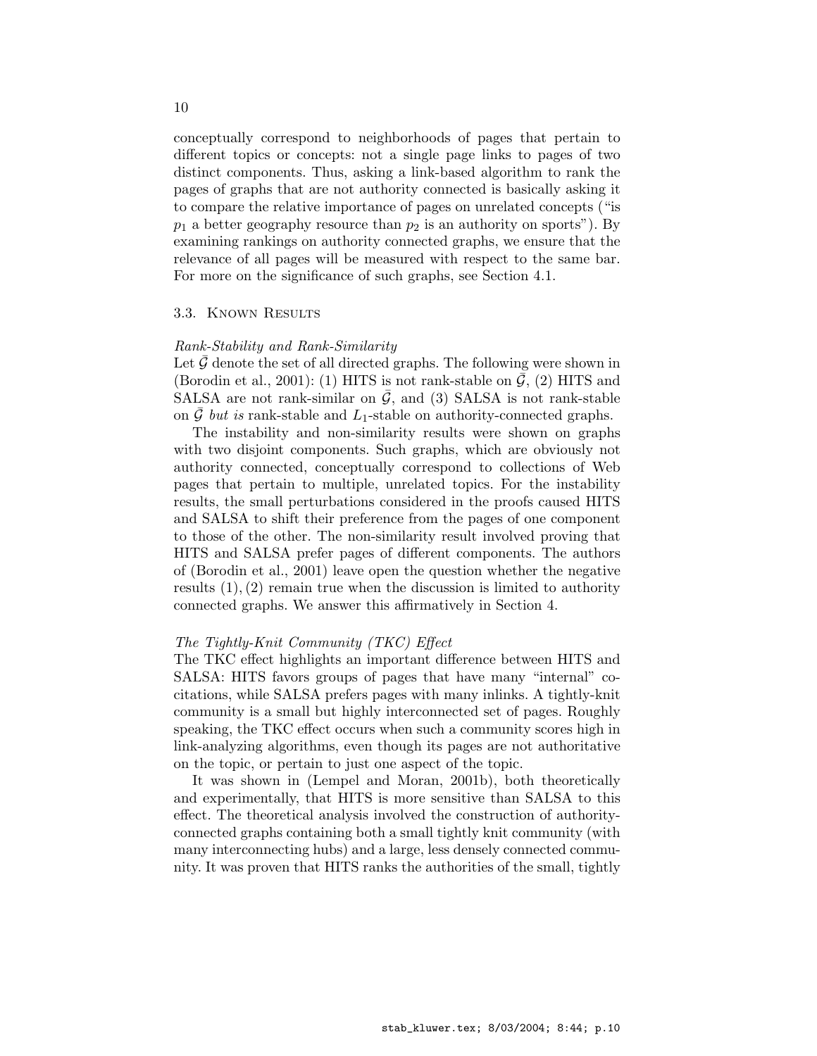conceptually correspond to neighborhoods of pages that pertain to different topics or concepts: not a single page links to pages of two distinct components. Thus, asking a link-based algorithm to rank the pages of graphs that are not authority connected is basically asking it to compare the relative importance of pages on unrelated concepts ("is $p_1$ a better geography resource than $p_2$ is an authority on sports"). By examining rankings on authority connected graphs, we ensure that the relevance of all pages will be measured with respect to the same bar. For more on the significance of such graphs, see Section 4.1.

### 3.3. Known Results

*Rank-Stability and Rank-Similarity*

Let $\bar{\mathcal{G}}$ denote the set of all directed graphs. The following were shown in (Borodin et al., 2001): (1) HITS is not rank-stable on $\bar{\mathcal{G}}$, (2) HITS and SALSA are not rank-similar on $\bar{\mathcal{G}}$, and (3) SALSA is not rank-stable on $\bar{\mathcal{G}}$ *but is* rank-stable and $L_1$-stable on authority-connected graphs.

The instability and non-similarity results were shown on graphs with two disjoint components. Such graphs, which are obviously not authority connected, conceptually correspond to collections of Web pages that pertain to multiple, unrelated topics. For the instability results, the small perturbations considered in the proofs caused HITS and SALSA to shift their preference from the pages of one component to those of the other. The non-similarity result involved proving that HITS and SALSA prefer pages of different components. The authors of (Borodin et al., 2001) leave open the question whether the negative results $(1), (2)$ remain true when the discussion is limited to authority connected graphs. We answer this affirmatively in Section 4.

*The Tightly-Knit Community (TKC) Effect*

The TKC effect highlights an important difference between HITS and SALSA: HITS favors groups of pages that have many "internal" co-citations, while SALSA prefers pages with many inlinks. A tightly-knit community is a small but highly interconnected set of pages. Roughly speaking, the TKC effect occurs when such a community scores high in link-analyzing algorithms, even though its pages are not authoritative on the topic, or pertain to just one aspect of the topic.

It was shown in (Lempel and Moran, 2001b), both theoretically and experimentally, that HITS is more sensitive than SALSA to this effect. The theoretical analysis involved the construction of authority-connected graphs containing both a small tightly knit community (with many interconnecting hubs) and a large, less densely connected community. It was proven that HITS ranks the authorities of the small, tightly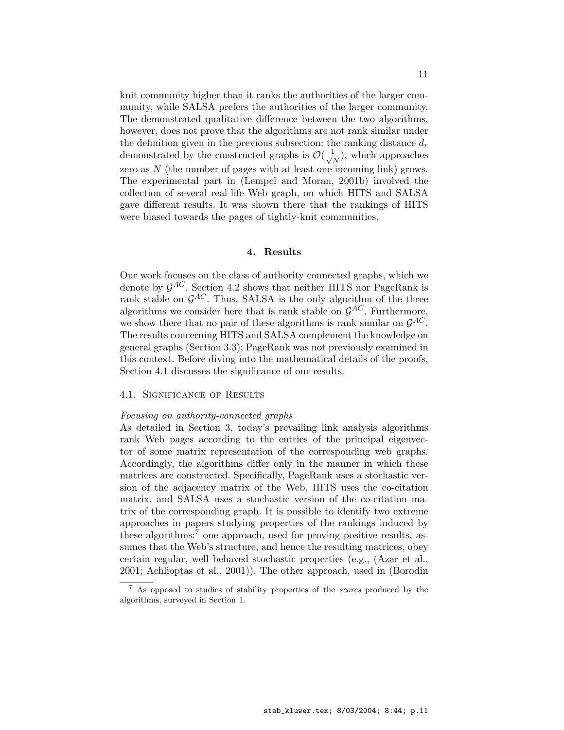knit community higher than it ranks the authorities of the larger community, while SALSA prefers the authorities of the larger community. The demonstrated qualitative difference between the two algorithms, however, does not prove that the algorithms are not rank similar under the definition given in the previous subsection: the ranking distance $d_r$ demonstrated by the constructed graphs is $\mathcal{O}(\frac{1}{\sqrt{N}})$, which approaches zero as $N$ (the number of pages with at least one incoming link) grows. The experimental part in (Lempel and Moran, 2001b) involved the collection of several real-life Web graph, on which HITS and SALSA gave different results. It was shown there that the rankings of HITS were biased towards the pages of tightly-knit communities.

## 4. Results

Our work focuses on the class of authority connected graphs, which we denote by $\mathcal{G}^{AC}$. Section 4.2 shows that neither HITS nor PageRank is rank stable on $\mathcal{G}^{AC}$. Thus, SALSA is the only algorithm of the three algorithms we consider here that is rank stable on $\mathcal{G}^{AC}$. Furthermore, we show there that no pair of these algorithms is rank similar on $\mathcal{G}^{AC}$. The results concerning HITS and SALSA complement the knowledge on general graphs (Section 3.3); PageRank was not previously examined in this context. Before diving into the mathematical details of the proofs, Section 4.1 discusses the significance of our results.

### 4.1. Significance of Results

*Focusing on authority-connected graphs*

As detailed in Section 3, today's prevailing link analysis algorithms rank Web pages according to the entries of the principal eigenvector of some matrix representation of the corresponding web graphs. Accordingly, the algorithms differ only in the manner in which these matrices are constructed. Specifically, PageRank uses a stochastic version of the adjacency matrix of the Web, HITS uses the co-citation matrix, and SALSA uses a stochastic version of the co-citation matrix of the corresponding graph. It is possible to identify two extreme approaches in papers studying properties of the rankings induced by these algorithms:[7] one approach, used for proving positive results, assumes that the Web's structure, and hence the resulting matrices, obey certain regular, well behaved stochastic properties (e.g., (Azar et al., 2001; Achlioptas et al., 2001)). The other approach, used in (Borodin

[7] As opposed to studies of stability properties of the *scores* produced by the algorithms, surveyed in Section 1.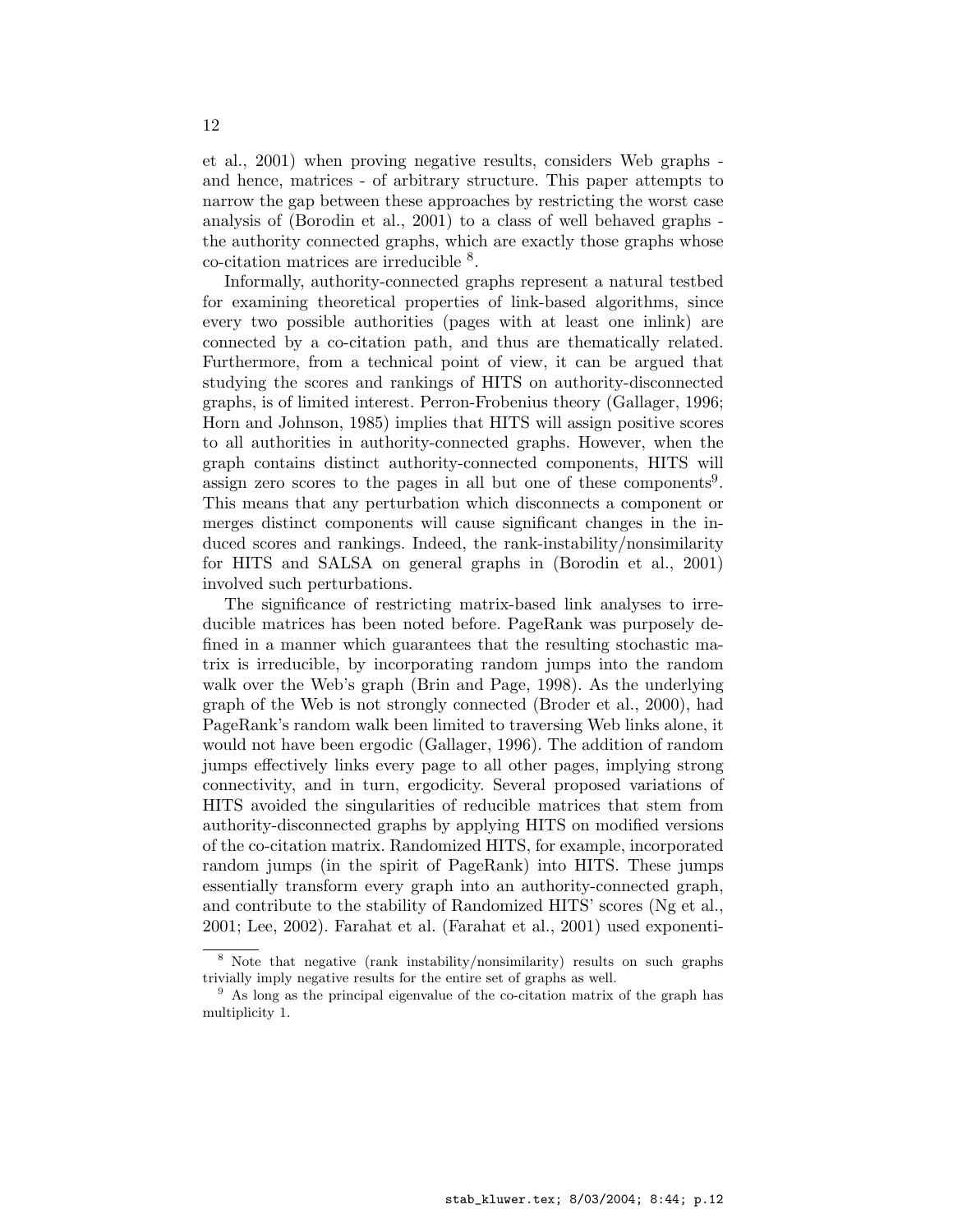et al., 2001) when proving negative results, considers Web graphs - and hence, matrices - of arbitrary structure. This paper attempts to narrow the gap between these approaches by restricting the worst case analysis of (Borodin et al., 2001) to a class of well behaved graphs - the authority connected graphs, which are exactly those graphs whose co-citation matrices are irreducible [8].

Informally, authority-connected graphs represent a natural testbed for examining theoretical properties of link-based algorithms, since every two possible authorities (pages with at least one inlink) are connected by a co-citation path, and thus are thematically related. Furthermore, from a technical point of view, it can be argued that studying the scores and rankings of HITS on authority-disconnected graphs, is of limited interest. Perron-Frobenius theory (Gallager, 1996; Horn and Johnson, 1985) implies that HITS will assign positive scores to all authorities in authority-connected graphs. However, when the graph contains distinct authority-connected components, HITS will assign zero scores to the pages in all but one of these components[9]. This means that any perturbation which disconnects a component or merges distinct components will cause significant changes in the induced scores and rankings. Indeed, the rank-instability/nonsimilarity for HITS and SALSA on general graphs in (Borodin et al., 2001) involved such perturbations.

The significance of restricting matrix-based link analyses to irreducible matrices has been noted before. PageRank was purposely defined in a manner which guarantees that the resulting stochastic matrix is irreducible, by incorporating random jumps into the random walk over the Web's graph (Brin and Page, 1998). As the underlying graph of the Web is not strongly connected (Broder et al., 2000), had PageRank's random walk been limited to traversing Web links alone, it would not have been ergodic (Gallager, 1996). The addition of random jumps effectively links every page to all other pages, implying strong connectivity, and in turn, ergodicity. Several proposed variations of HITS avoided the singularities of reducible matrices that stem from authority-disconnected graphs by applying HITS on modified versions of the co-citation matrix. Randomized HITS, for example, incorporated random jumps (in the spirit of PageRank) into HITS. These jumps essentially transform every graph into an authority-connected graph, and contribute to the stability of Randomized HITS' scores (Ng et al., 2001; Lee, 2002). Farahat et al. (Farahat et al., 2001) used exponenti-

[8] Note that negative (rank instability/nonsimilarity) results on such graphs trivially imply negative results for the entire set of graphs as well.

[9] As long as the principal eigenvalue of the co-citation matrix of the graph has multiplicity 1.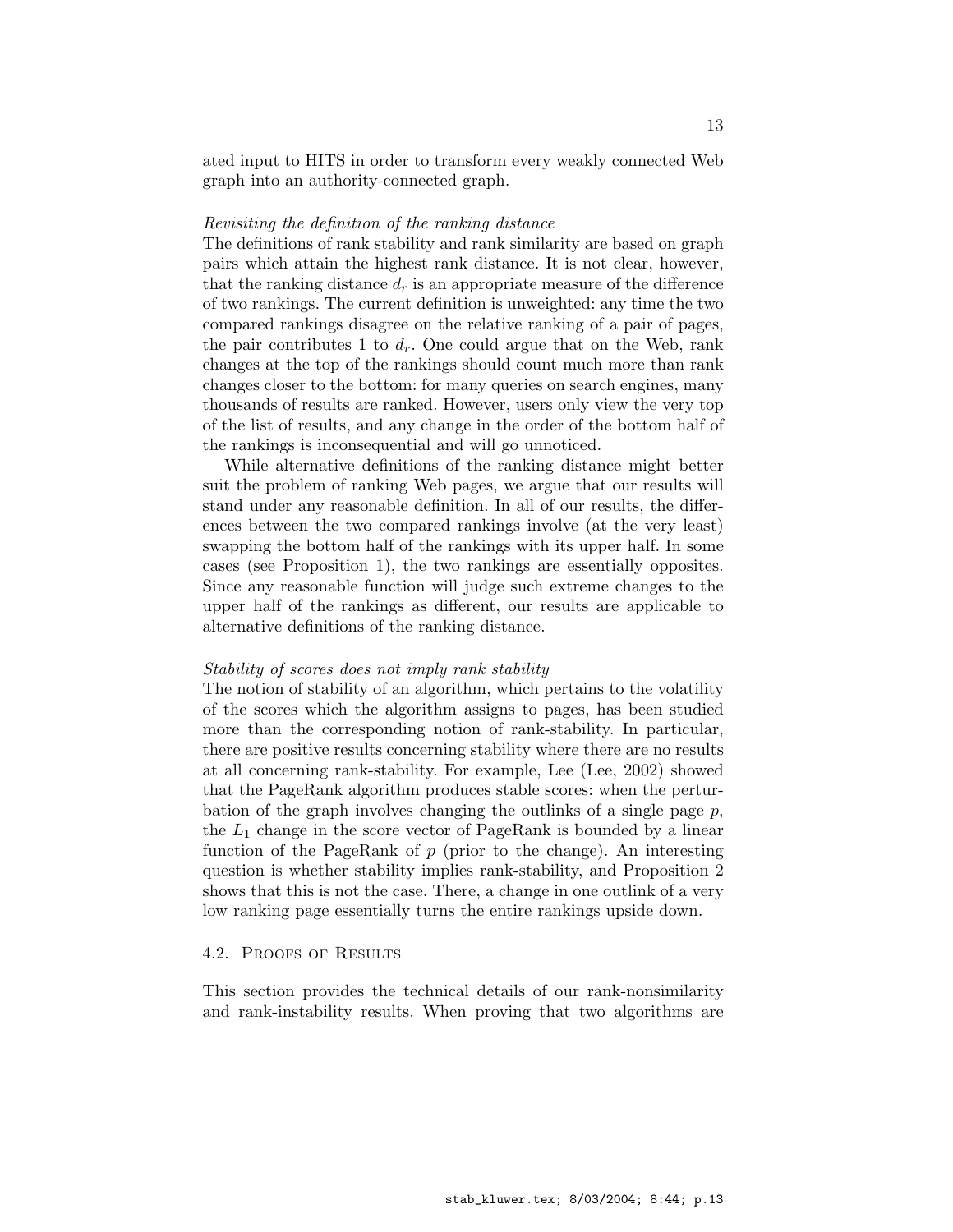ated input to HITS in order to transform every weakly connected Web graph into an authority-connected graph.

*Revisiting the definition of the ranking distance*

The definitions of rank stability and rank similarity are based on graph pairs which attain the highest rank distance. It is not clear, however, that the ranking distance $d_r$ is an appropriate measure of the difference of two rankings. The current definition is unweighted: any time the two compared rankings disagree on the relative ranking of a pair of pages, the pair contributes 1 to $d_r$. One could argue that on the Web, rank changes at the top of the rankings should count much more than rank changes closer to the bottom: for many queries on search engines, many thousands of results are ranked. However, users only view the very top of the list of results, and any change in the order of the bottom half of the rankings is inconsequential and will go unnoticed.

While alternative definitions of the ranking distance might better suit the problem of ranking Web pages, we argue that our results will stand under any reasonable definition. In all of our results, the differences between the two compared rankings involve (at the very least) swapping the bottom half of the rankings with its upper half. In some cases (see Proposition 1), the two rankings are essentially opposites. Since any reasonable function will judge such extreme changes to the upper half of the rankings as different, our results are applicable to alternative definitions of the ranking distance.

*Stability of scores does not imply rank stability*

The notion of stability of an algorithm, which pertains to the volatility of the scores which the algorithm assigns to pages, has been studied more than the corresponding notion of rank-stability. In particular, there are positive results concerning stability where there are no results at all concerning rank-stability. For example, Lee (Lee, 2002) showed that the PageRank algorithm produces stable scores: when the perturbation of the graph involves changing the outlinks of a single page $p$, the $L_1$ change in the score vector of PageRank is bounded by a linear function of the PageRank of $p$ (prior to the change). An interesting question is whether stability implies rank-stability, and Proposition 2 shows that this is not the case. There, a change in one outlink of a very low ranking page essentially turns the entire rankings upside down.

### 4.2. Proofs of Results

This section provides the technical details of our rank-nonsimilarity and rank-instability results. When proving that two algorithms are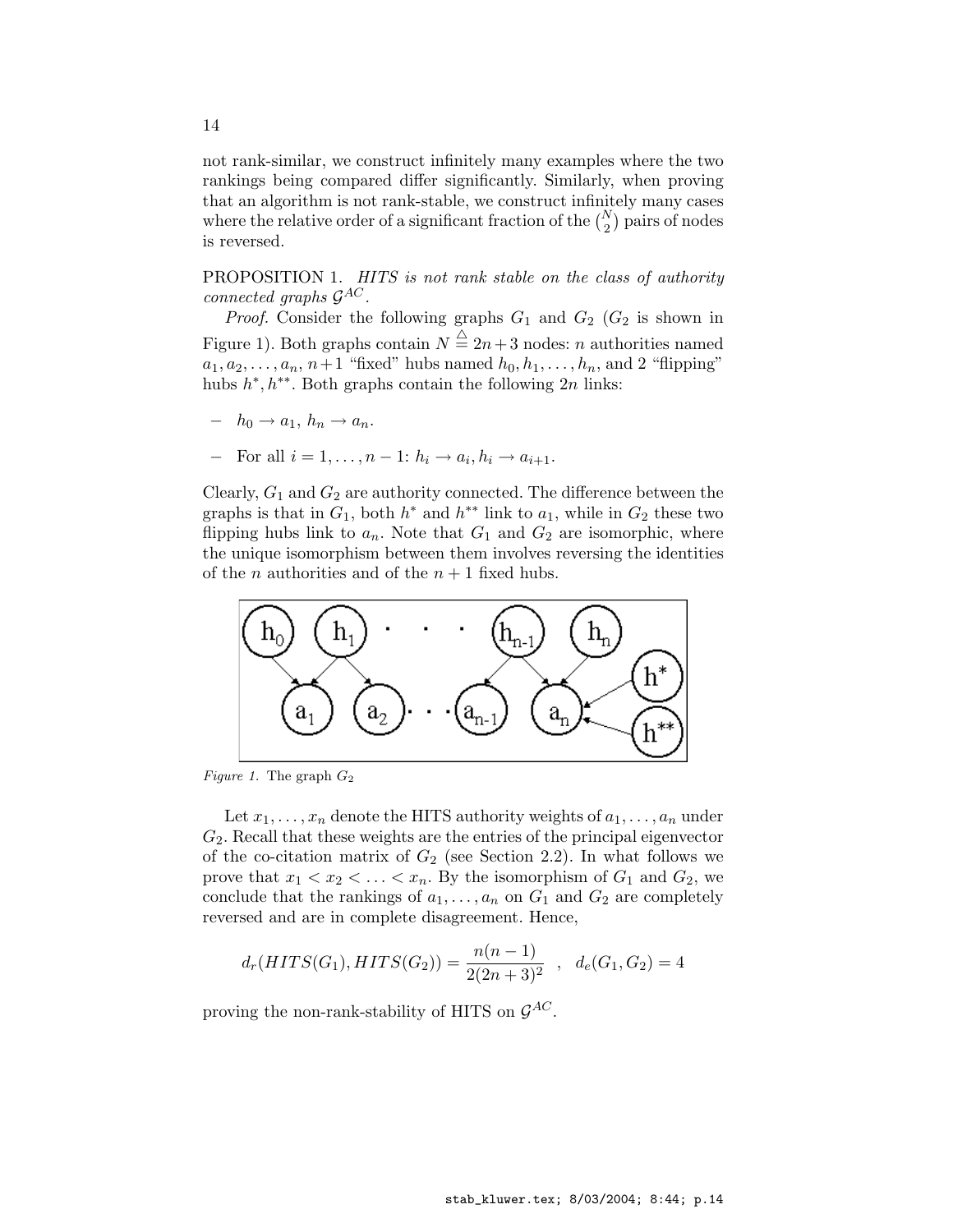not rank-similar, we construct infinitely many examples where the two rankings being compared differ significantly. Similarly, when proving that an algorithm is not rank-stable, we construct infinitely many cases where the relative order of a significant fraction of the $\binom{N}{2}$ pairs of nodes is reversed.

PROPOSITION 1. *HITS is not rank stable on the class of authority connected graphs $\mathcal{G}^{AC}$.*

*Proof.* Consider the following graphs $G_1$ and $G_2$ ($G_2$ is shown in Figure 1). Both graphs contain $N \stackrel{\triangle}{=} 2n+3$ nodes: $n$ authorities named $a_1, a_2, \ldots, a_n$, $n+1$ "fixed" hubs named $h_0, h_1, \ldots, h_n$, and 2 "flipping" hubs $h^*, h^{**}$. Both graphs contain the following $2n$ links:

- $h_0 \rightarrow a_1$, $h_n \rightarrow a_n$.
- For all $i = 1, \ldots, n-1$: $h_i \rightarrow a_i, h_i \rightarrow a_{i+1}$.

Clearly, $G_1$ and $G_2$ are authority connected. The difference between the graphs is that in $G_1$, both $h^*$ and $h^{**}$ link to $a_1$, while in $G_2$ these two flipping hubs link to $a_n$. Note that $G_1$ and $G_2$ are isomorphic, where the unique isomorphism between them involves reversing the identities of the $n$ authorities and of the $n+1$ fixed hubs.

*Figure 1.* The graph $G_2$

Let $x_1, \ldots, x_n$ denote the HITS authority weights of $a_1, \ldots, a_n$ under $G_2$. Recall that these weights are the entries of the principal eigenvector of the co-citation matrix of $G_2$ (see Section 2.2). In what follows we prove that $x_1 < x_2 < \ldots < x_n$. By the isomorphism of $G_1$ and $G_2$, we conclude that the rankings of $a_1, \ldots, a_n$ on $G_1$ and $G_2$ are completely reversed and are in complete disagreement. Hence,

$$d_r(HITS(G_1), HITS(G_2)) = \frac{n(n-1)}{2(2n+3)^2} \quad , \quad d_e(G_1, G_2) = 4$$

proving the non-rank-stability of HITS on $\mathcal{G}^{AC}$.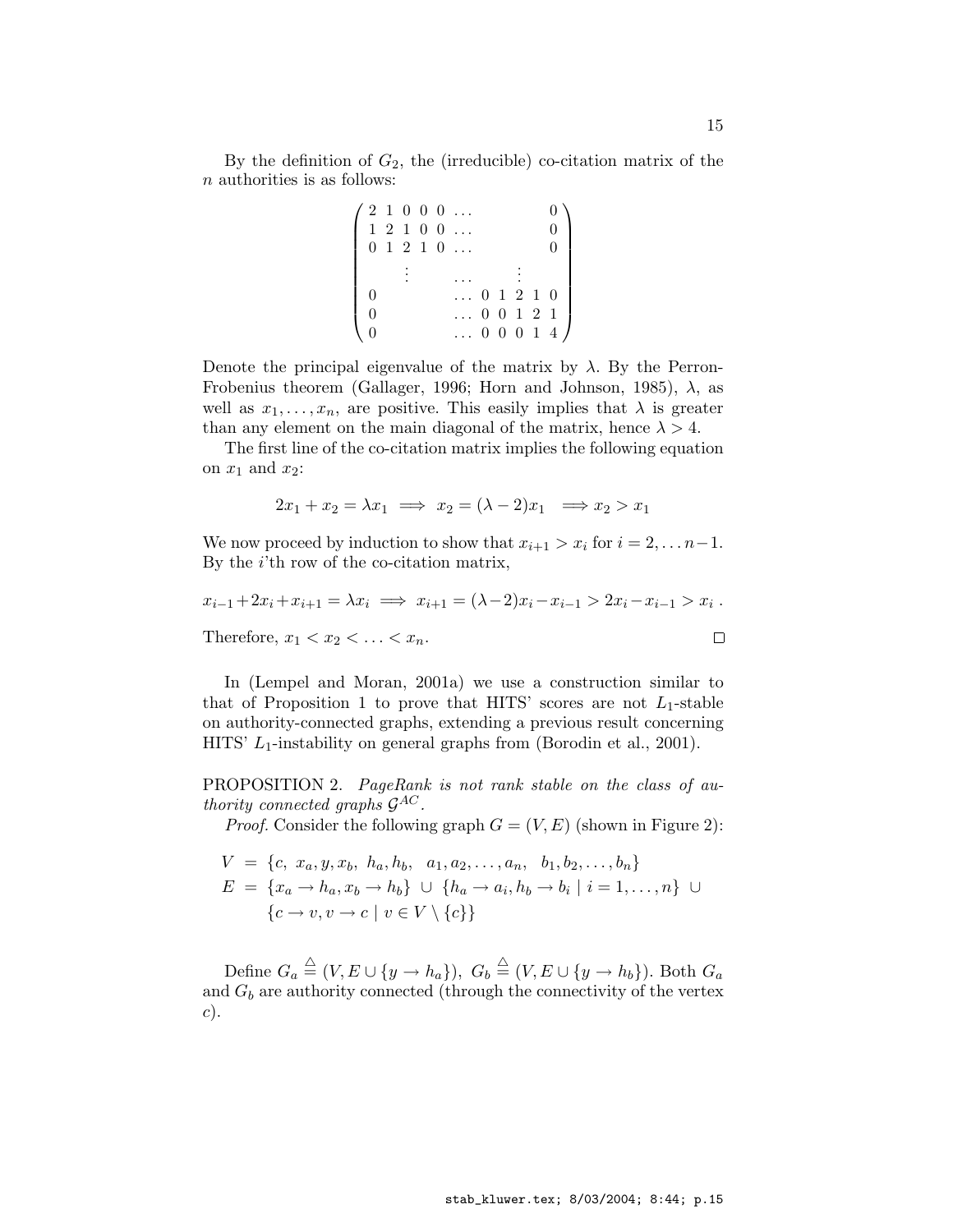By the definition of $G_2$, the (irreducible) co-citation matrix of the $n$ authorities is as follows:

$$
\begin{pmatrix}
2 & 1 & 0 & 0 & 0 & \dots & & & & & 0 \\
1 & 2 & 1 & 0 & 0 & \dots & & & & & 0 \\
0 & 1 & 2 & 1 & 0 & \dots & & & & & 0 \\
 & & \vdots & & & \dots & & \vdots & & & \\
0 & & & & & \dots & 0 & 1 & 2 & 1 & 0 \\
0 & & & & & \dots & 0 & 0 & 1 & 2 & 1 \\
0 & & & & & \dots & 0 & 0 & 0 & 1 & 4
\end{pmatrix}
$$

Denote the principal eigenvalue of the matrix by $\lambda$. By the Perron-Frobenius theorem (Gallager, 1996; Horn and Johnson, 1985), $\lambda$, as well as $x_1, \dots, x_n$, are positive. This easily implies that $\lambda$ is greater than any element on the main diagonal of the matrix, hence $\lambda > 4$.

The first line of the co-citation matrix implies the following equation on $x_1$ and $x_2$:

$$2x_1 + x_2 = \lambda x_1 \implies x_2 = (\lambda - 2)x_1 \implies x_2 > x_1$$

We now proceed by induction to show that $x_{i+1} > x_i$ for $i = 2, \dots n-1$. By the $i$'th row of the co-citation matrix,

$$x_{i-1} + 2x_i + x_{i+1} = \lambda x_i \implies x_{i+1} = (\lambda - 2)x_i - x_{i-1} > 2x_i - x_{i-1} > x_i \,.$$

Therefore, $x_1 < x_2 < \dots < x_n$. □

In (Lempel and Moran, 2001a) we use a construction similar to that of Proposition 1 to prove that HITS' scores are not $L_1$-stable on authority-connected graphs, extending a previous result concerning HITS' $L_1$-instability on general graphs from (Borodin et al., 2001).

PROPOSITION 2. *PageRank is not rank stable on the class of authority connected graphs $\mathcal{G}^{AC}$.*

*Proof.* Consider the following graph $G = (V, E)$ (shown in Figure 2):

$$
\begin{aligned}
V &= \{c,\ x_a, y, x_b,\ h_a, h_b,\ \ a_1, a_2, \dots, a_n,\ \ b_1, b_2, \dots, b_n\} \\
E &= \{x_a \to h_a, x_b \to h_b\} \ \cup\ \{h_a \to a_i, h_b \to b_i \mid i = 1, \dots, n\} \ \cup \\
&\quad\ \{c \to v, v \to c \mid v \in V \setminus \{c\}\}
\end{aligned}
$$

Define $G_a \triangleq (V, E \cup \{y \to h_a\})$, $G_b \triangleq (V, E \cup \{y \to h_b\})$. Both $G_a$ and $G_b$ are authority connected (through the connectivity of the vertex $c$).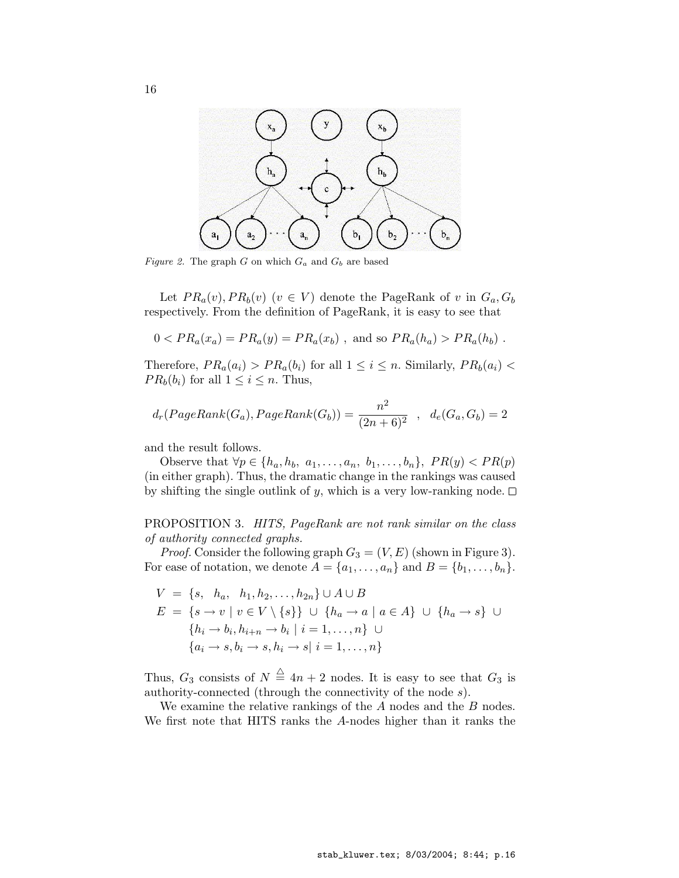*Figure 2.* The graph $G$ on which $G_a$ and $G_b$ are based

Let $PR_a(v), PR_b(v)$ $(v \in V)$ denote the PageRank of $v$ in $G_a, G_b$ respectively. From the definition of PageRank, it is easy to see that

$$0 < PR_a(x_a) = PR_a(y) = PR_a(x_b) \text{ , and so } PR_a(h_a) > PR_a(h_b) \text{ .}$$

Therefore, $PR_a(a_i) > PR_a(b_i)$ for all $1 \le i \le n$. Similarly, $PR_b(a_i) < PR_b(b_i)$ for all $1 \le i \le n$. Thus,

$$d_r(PageRank(G_a), PageRank(G_b)) = \frac{n^2}{(2n+6)^2} \quad , \quad d_e(G_a, G_b) = 2$$

and the result follows.

Observe that $\forall p \in \{h_a, h_b,\ a_1, \ldots, a_n,\ b_1, \ldots, b_n\}$, $PR(y) < PR(p)$ (in either graph). Thus, the dramatic change in the rankings was caused by shifting the single outlink of $y$, which is a very low-ranking node. □

PROPOSITION 3. *HITS, PageRank are not rank similar on the class of authority connected graphs.*

*Proof.* Consider the following graph $G_3 = (V, E)$ (shown in Figure 3). For ease of notation, we denote $A = \{a_1, \ldots, a_n\}$ and $B = \{b_1, \ldots, b_n\}$.

$$\begin{aligned}
V &= \{s,\ \ h_a,\ \ h_1, h_2, \ldots, h_{2n}\} \cup A \cup B \\
E &= \{s \to v \mid v \in V \setminus \{s\}\} \ \cup\ \{h_a \to a \mid a \in A\} \ \cup\ \{h_a \to s\} \ \cup \\
&\quad\ \{h_i \to b_i, h_{i+n} \to b_i \mid i = 1, \ldots, n\} \ \cup \\
&\quad\ \{a_i \to s, b_i \to s, h_i \to s \mid i = 1, \ldots, n\}
\end{aligned}$$

Thus, $G_3$ consists of $N \stackrel{\triangle}{=} 4n+2$ nodes. It is easy to see that $G_3$ is authority-connected (through the connectivity of the node $s$).

We examine the relative rankings of the $A$ nodes and the $B$ nodes. We first note that HITS ranks the $A$-nodes higher than it ranks the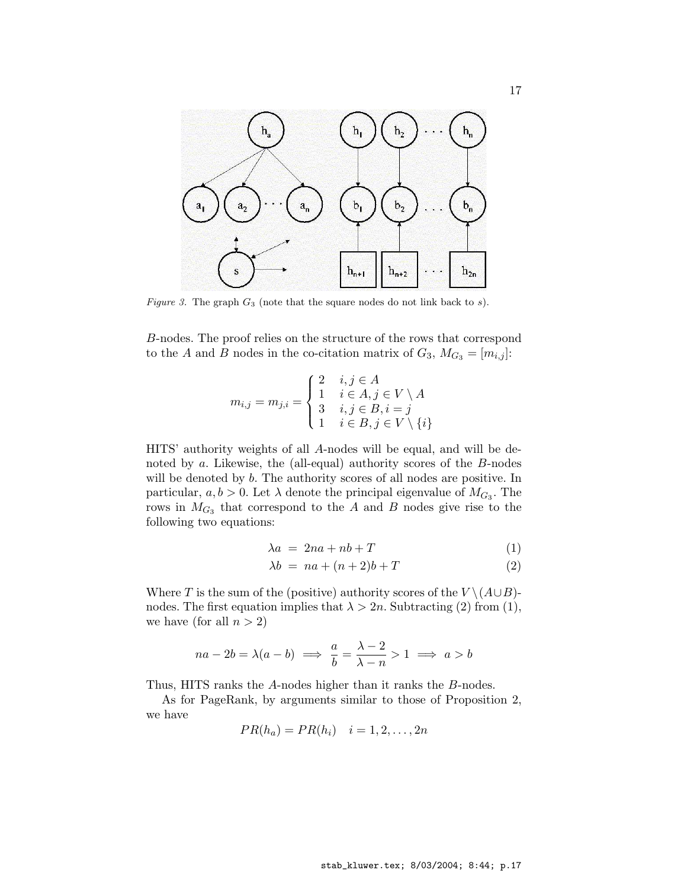*Figure 3.* The graph $G_3$ (note that the square nodes do not link back to $s$).

$B$-nodes. The proof relies on the structure of the rows that correspond to the $A$ and $B$ nodes in the co-citation matrix of $G_3$, $M_{G_3} = [m_{i,j}]$:

$$m_{i,j} = m_{j,i} = \begin{cases} 2 & i,j \in A \\ 1 & i \in A, j \in V \setminus A \\ 3 & i,j \in B, i = j \\ 1 & i \in B, j \in V \setminus \{i\} \end{cases}$$

HITS' authority weights of all $A$-nodes will be equal, and will be denoted by $a$. Likewise, the (all-equal) authority scores of the $B$-nodes will be denoted by $b$. The authority scores of all nodes are positive. In particular, $a, b > 0$. Let $\lambda$ denote the principal eigenvalue of $M_{G_3}$. The rows in $M_{G_3}$ that correspond to the $A$ and $B$ nodes give rise to the following two equations:

$$\lambda a = 2na + nb + T \quad (1)$$

$$\lambda b = na + (n+2)b + T \quad (2)$$

Where $T$ is the sum of the (positive) authority scores of the $V \setminus (A \cup B)$-nodes. The first equation implies that $\lambda > 2n$. Subtracting (2) from (1), we have (for all $n > 2$)

$$na - 2b = \lambda(a - b) \implies \frac{a}{b} = \frac{\lambda - 2}{\lambda - n} > 1 \implies a > b$$

Thus, HITS ranks the $A$-nodes higher than it ranks the $B$-nodes.

As for PageRank, by arguments similar to those of Proposition 2, we have

$$PR(h_a) = PR(h_i) \quad i = 1, 2, \ldots, 2n$$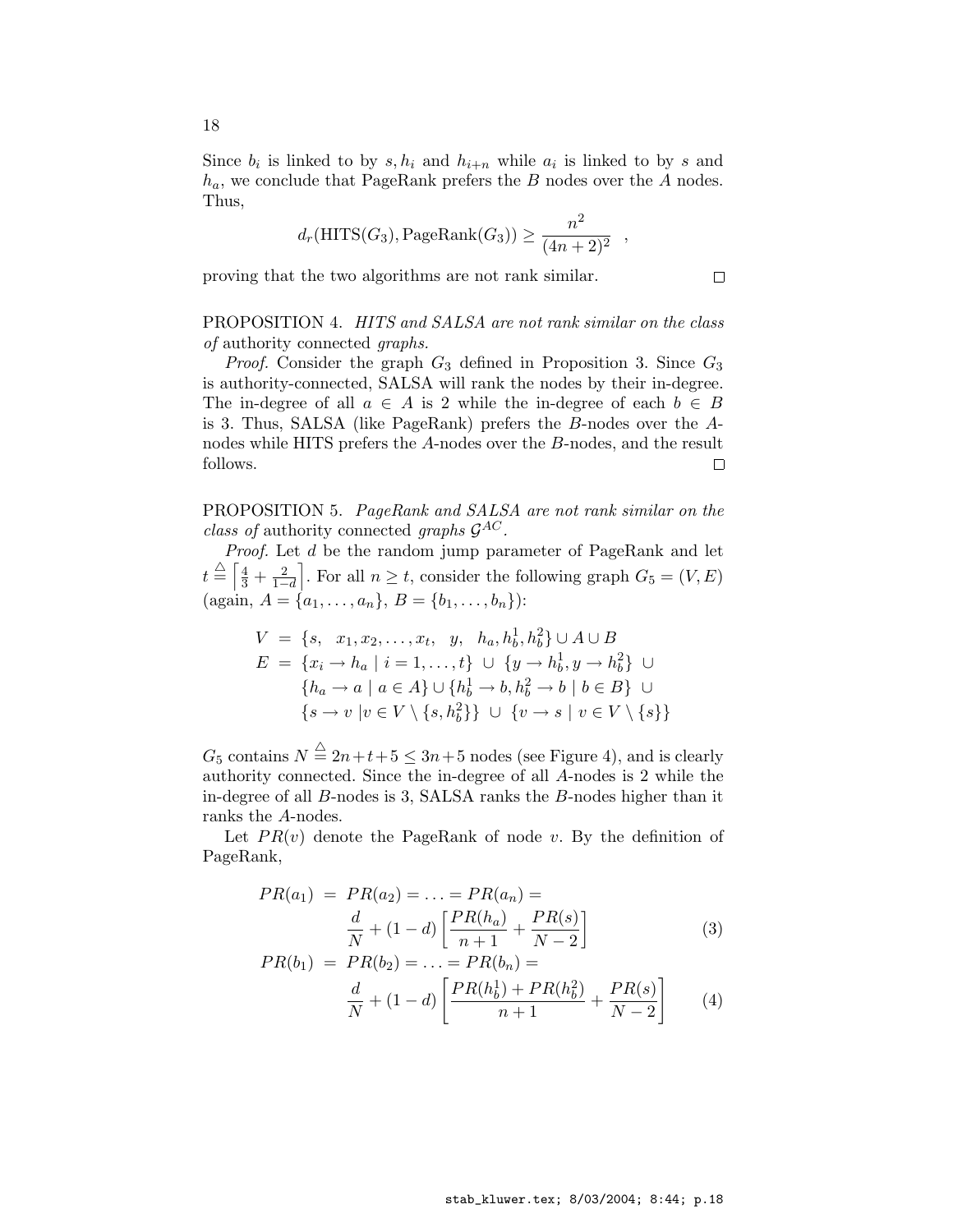Since $b_i$ is linked to by $s, h_i$ and $h_{i+n}$ while $a_i$ is linked to by $s$ and $h_a$, we conclude that PageRank prefers the $B$ nodes over the $A$ nodes. Thus,

$$d_r(\text{HITS}(G_3), \text{PageRank}(G_3)) \geq \frac{n^2}{(4n+2)^2} \quad ,$$

proving that the two algorithms are not rank similar. □

PROPOSITION 4. *HITS and SALSA are not rank similar on the class of* authority connected *graphs.*

*Proof.* Consider the graph $G_3$ defined in Proposition 3. Since $G_3$ is authority-connected, SALSA will rank the nodes by their in-degree. The in-degree of all $a \in A$ is 2 while the in-degree of each $b \in B$ is 3. Thus, SALSA (like PageRank) prefers the $B$-nodes over the $A$-nodes while HITS prefers the $A$-nodes over the $B$-nodes, and the result follows. □

PROPOSITION 5. *PageRank and SALSA are not rank similar on the class of* authority connected *graphs* $\mathcal{G}^{AC}$.

*Proof.* Let $d$ be the random jump parameter of PageRank and let $t \stackrel{\triangle}{=} \left\lceil \frac{4}{3} + \frac{2}{1-d} \right\rceil$. For all $n \geq t$, consider the following graph $G_5 = (V, E)$ (again, $A = \{a_1, \ldots, a_n\}$, $B = \{b_1, \ldots, b_n\}$):

$$\begin{aligned}
V &= \{s, \quad x_1, x_2, \ldots, x_t, \quad y, \quad h_a, h_b^1, h_b^2\} \cup A \cup B \\
E &= \{x_i \to h_a \mid i = 1, \ldots, t\} \;\cup\; \{y \to h_b^1, y \to h_b^2\} \;\cup \\
&\quad\; \{h_a \to a \mid a \in A\} \cup \{h_b^1 \to b, h_b^2 \to b \mid b \in B\} \;\cup \\
&\quad\; \{s \to v \mid v \in V \setminus \{s, h_b^2\}\} \;\cup\; \{v \to s \mid v \in V \setminus \{s\}\}
\end{aligned}$$

$G_5$ contains $N \stackrel{\triangle}{=} 2n+t+5 \leq 3n+5$ nodes (see Figure 4), and is clearly authority connected. Since the in-degree of all $A$-nodes is 2 while the in-degree of all $B$-nodes is 3, SALSA ranks the $B$-nodes higher than it ranks the $A$-nodes.

Let $PR(v)$ denote the PageRank of node $v$. By the definition of PageRank,

$$\begin{aligned}
PR(a_1) &= PR(a_2) = \ldots = PR(a_n) = \\
&\quad \frac{d}{N} + (1-d)\left[\frac{PR(h_a)}{n+1} + \frac{PR(s)}{N-2}\right] \qquad (3) \\
PR(b_1) &= PR(b_2) = \ldots = PR(b_n) = \\
&\quad \frac{d}{N} + (1-d)\left[\frac{PR(h_b^1) + PR(h_b^2)}{n+1} + \frac{PR(s)}{N-2}\right] \qquad (4)
\end{aligned}$$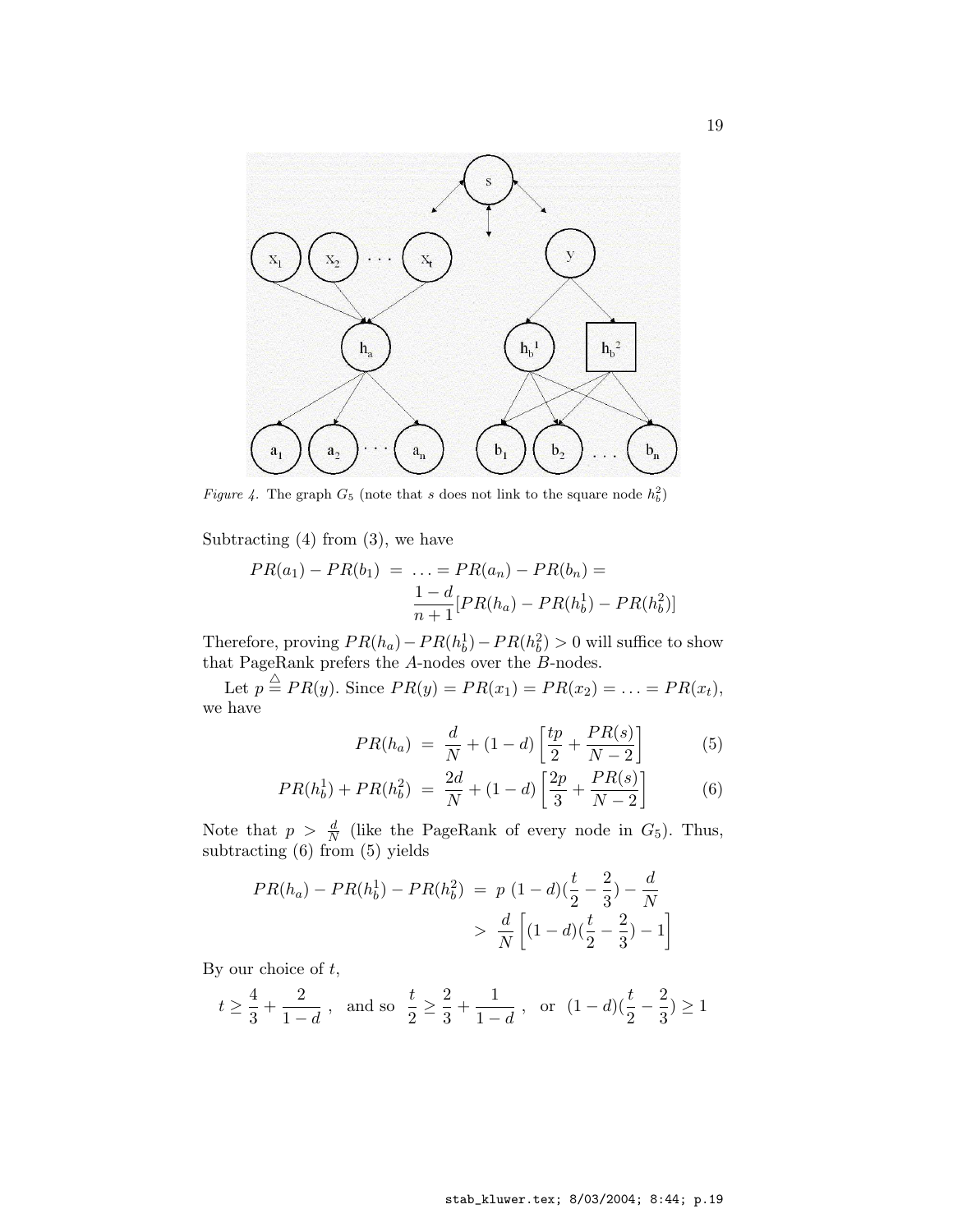*Figure 4.* The graph $G_5$ (note that $s$ does not link to the square node $h_b^2$)

Subtracting (4) from (3), we have

$$PR(a_1) - PR(b_1) = \ldots = PR(a_n) - PR(b_n) = \frac{1-d}{n+1}[PR(h_a) - PR(h_b^1) - PR(h_b^2)]$$

Therefore, proving $PR(h_a) - PR(h_b^1) - PR(h_b^2) > 0$ will suffice to show that PageRank prefers the $A$-nodes over the $B$-nodes.

Let $p \stackrel{\triangle}{=} PR(y)$. Since $PR(y) = PR(x_1) = PR(x_2) = \ldots = PR(x_t)$, we have

$$PR(h_a) = \frac{d}{N} + (1-d)\left[\frac{tp}{2} + \frac{PR(s)}{N-2}\right] \quad (5)$$

$$PR(h_b^1) + PR(h_b^2) = \frac{2d}{N} + (1-d)\left[\frac{2p}{3} + \frac{PR(s)}{N-2}\right] \quad (6)$$

Note that $p > \frac{d}{N}$ (like the PageRank of every node in $G_5$). Thus, subtracting (6) from (5) yields

$$PR(h_a) - PR(h_b^1) - PR(h_b^2) = p\ (1-d)(\frac{t}{2} - \frac{2}{3}) - \frac{d}{N} > \frac{d}{N}\left[(1-d)(\frac{t}{2} - \frac{2}{3}) - 1\right]$$

By our choice of $t$,

$$t \geq \frac{4}{3} + \frac{2}{1-d}\ , \quad \text{and so} \quad \frac{t}{2} \geq \frac{2}{3} + \frac{1}{1-d}\ , \quad \text{or} \quad (1-d)(\frac{t}{2} - \frac{2}{3}) \geq 1$$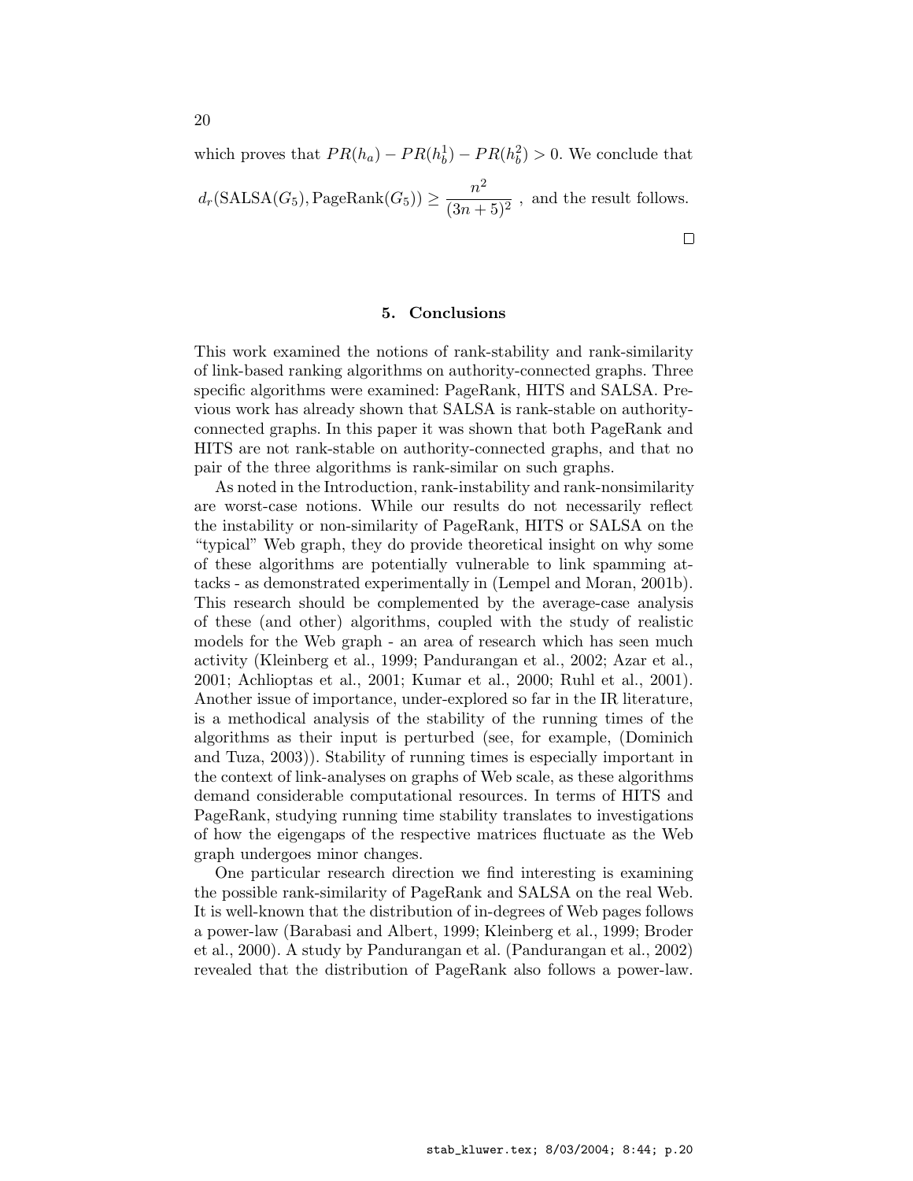which proves that $PR(h_a) - PR(h_b^1) - PR(h_b^2) > 0$. We conclude that

$$d_r(\text{SALSA}(G_5), \text{PageRank}(G_5)) \geq \frac{n^2}{(3n+5)^2} \text{ , and the result follows.}$$

$\square$

## 5. Conclusions

This work examined the notions of rank-stability and rank-similarity of link-based ranking algorithms on authority-connected graphs. Three specific algorithms were examined: PageRank, HITS and SALSA. Previous work has already shown that SALSA is rank-stable on authority-connected graphs. In this paper it was shown that both PageRank and HITS are not rank-stable on authority-connected graphs, and that no pair of the three algorithms is rank-similar on such graphs.

As noted in the Introduction, rank-instability and rank-nonsimilarity are worst-case notions. While our results do not necessarily reflect the instability or non-similarity of PageRank, HITS or SALSA on the "typical" Web graph, they do provide theoretical insight on why some of these algorithms are potentially vulnerable to link spamming attacks - as demonstrated experimentally in (Lempel and Moran, 2001b). This research should be complemented by the average-case analysis of these (and other) algorithms, coupled with the study of realistic models for the Web graph - an area of research which has seen much activity (Kleinberg et al., 1999; Pandurangan et al., 2002; Azar et al., 2001; Achlioptas et al., 2001; Kumar et al., 2000; Ruhl et al., 2001). Another issue of importance, under-explored so far in the IR literature, is a methodical analysis of the stability of the running times of the algorithms as their input is perturbed (see, for example, (Dominich and Tuza, 2003)). Stability of running times is especially important in the context of link-analyses on graphs of Web scale, as these algorithms demand considerable computational resources. In terms of HITS and PageRank, studying running time stability translates to investigations of how the eigengaps of the respective matrices fluctuate as the Web graph undergoes minor changes.

One particular research direction we find interesting is examining the possible rank-similarity of PageRank and SALSA on the real Web. It is well-known that the distribution of in-degrees of Web pages follows a power-law (Barabasi and Albert, 1999; Kleinberg et al., 1999; Broder et al., 2000). A study by Pandurangan et al. (Pandurangan et al., 2002) revealed that the distribution of PageRank also follows a power-law.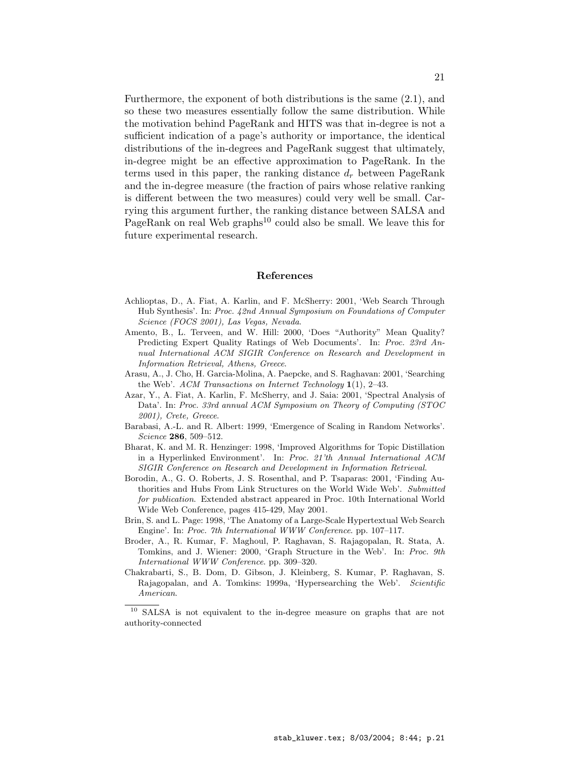Furthermore, the exponent of both distributions is the same (2.1), and so these two measures essentially follow the same distribution. While the motivation behind PageRank and HITS was that in-degree is not a sufficient indication of a page's authority or importance, the identical distributions of the in-degrees and PageRank suggest that ultimately, in-degree might be an effective approximation to PageRank. In the terms used in this paper, the ranking distance $d_r$ between PageRank and the in-degree measure (the fraction of pairs whose relative ranking is different between the two measures) could very well be small. Carrying this argument further, the ranking distance between SALSA and PageRank on real Web graphs[10] could also be small. We leave this for future experimental research.

## References

Achlioptas, D., A. Fiat, A. Karlin, and F. McSherry: 2001, 'Web Search Through Hub Synthesis'. In: *Proc. 42nd Annual Symposium on Foundations of Computer Science (FOCS 2001), Las Vegas, Nevada*.

Amento, B., L. Terveen, and W. Hill: 2000, 'Does "Authority" Mean Quality? Predicting Expert Quality Ratings of Web Documents'. In: *Proc. 23rd Annual International ACM SIGIR Conference on Research and Development in Information Retrieval, Athens, Greece*.

Arasu, A., J. Cho, H. Garcia-Molina, A. Paepcke, and S. Raghavan: 2001, 'Searching the Web'. *ACM Transactions on Internet Technology* **1**(1), 2–43.

Azar, Y., A. Fiat, A. Karlin, F. McSherry, and J. Saia: 2001, 'Spectral Analysis of Data'. In: *Proc. 33rd annual ACM Symposium on Theory of Computing (STOC 2001), Crete, Greece*.

Barabasi, A.-L. and R. Albert: 1999, 'Emergence of Scaling in Random Networks'. *Science* **286**, 509–512.

Bharat, K. and M. R. Henzinger: 1998, 'Improved Algorithms for Topic Distillation in a Hyperlinked Environment'. In: *Proc. 21'th Annual International ACM SIGIR Conference on Research and Development in Information Retrieval*.

Borodin, A., G. O. Roberts, J. S. Rosenthal, and P. Tsaparas: 2001, 'Finding Authorities and Hubs From Link Structures on the World Wide Web'. *Submitted for publication*. Extended abstract appeared in Proc. 10th International World Wide Web Conference, pages 415-429, May 2001.

Brin, S. and L. Page: 1998, 'The Anatomy of a Large-Scale Hypertextual Web Search Engine'. In: *Proc. 7th International WWW Conference*. pp. 107–117.

Broder, A., R. Kumar, F. Maghoul, P. Raghavan, S. Rajagopalan, R. Stata, A. Tomkins, and J. Wiener: 2000, 'Graph Structure in the Web'. In: *Proc. 9th International WWW Conference*. pp. 309–320.

Chakrabarti, S., B. Dom, D. Gibson, J. Kleinberg, S. Kumar, P. Raghavan, S. Rajagopalan, and A. Tomkins: 1999a, 'Hypersearching the Web'. *Scientific American*.

---

[10] SALSA is not equivalent to the in-degree measure on graphs that are not authority-connected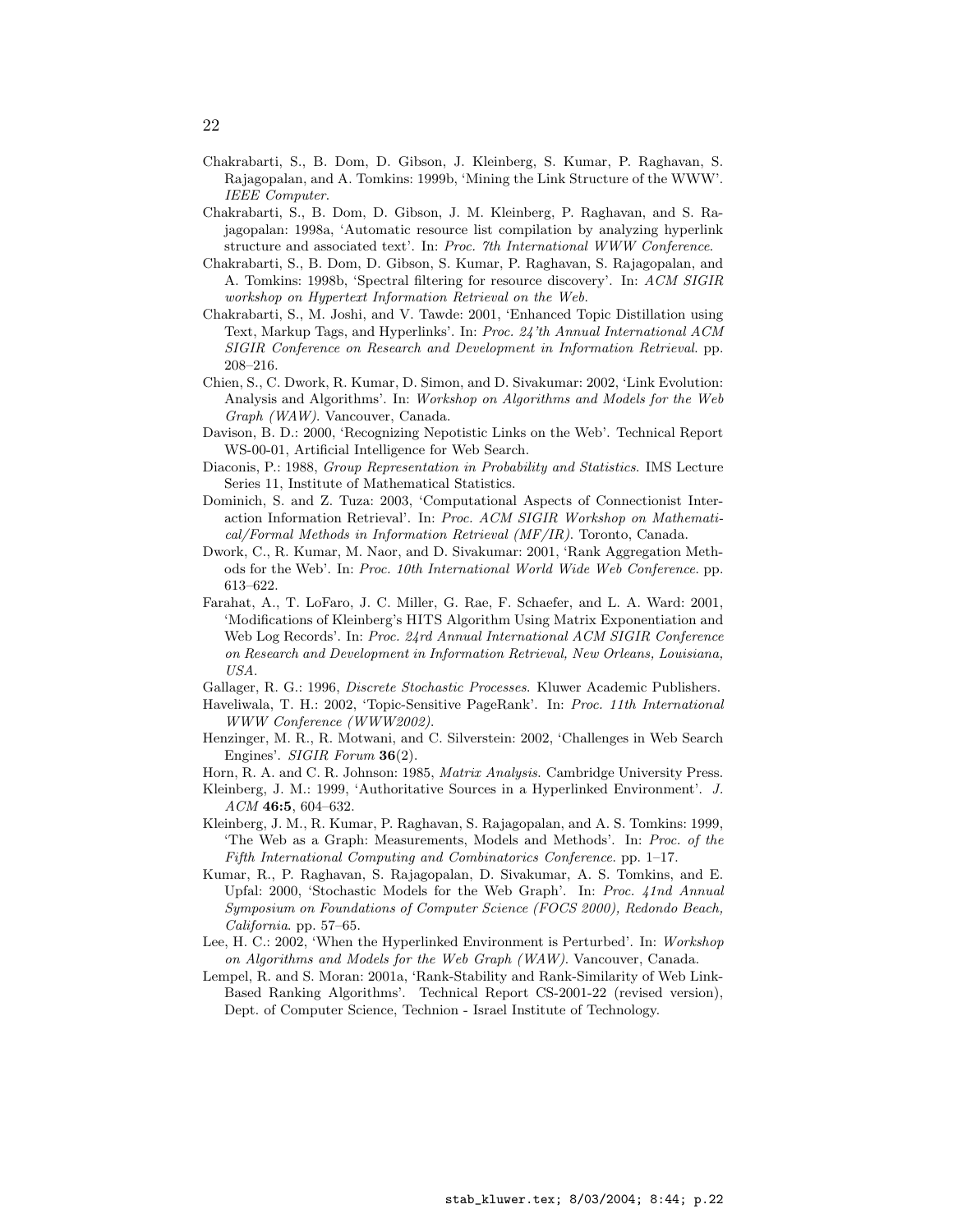Chakrabarti, S., B. Dom, D. Gibson, J. Kleinberg, S. Kumar, P. Raghavan, S. Rajagopalan, and A. Tomkins: 1999b, 'Mining the Link Structure of the WWW'. *IEEE Computer*.

Chakrabarti, S., B. Dom, D. Gibson, J. M. Kleinberg, P. Raghavan, and S. Rajagopalan: 1998a, 'Automatic resource list compilation by analyzing hyperlink structure and associated text'. In: *Proc. 7th International WWW Conference*.

Chakrabarti, S., B. Dom, D. Gibson, S. Kumar, P. Raghavan, S. Rajagopalan, and A. Tomkins: 1998b, 'Spectral filtering for resource discovery'. In: *ACM SIGIR workshop on Hypertext Information Retrieval on the Web*.

Chakrabarti, S., M. Joshi, and V. Tawde: 2001, 'Enhanced Topic Distillation using Text, Markup Tags, and Hyperlinks'. In: *Proc. 24'th Annual International ACM SIGIR Conference on Research and Development in Information Retrieval*. pp. 208–216.

Chien, S., C. Dwork, R. Kumar, D. Simon, and D. Sivakumar: 2002, 'Link Evolution: Analysis and Algorithms'. In: *Workshop on Algorithms and Models for the Web Graph (WAW)*. Vancouver, Canada.

Davison, B. D.: 2000, 'Recognizing Nepotistic Links on the Web'. Technical Report WS-00-01, Artificial Intelligence for Web Search.

Diaconis, P.: 1988, *Group Representation in Probability and Statistics*. IMS Lecture Series 11, Institute of Mathematical Statistics.

Dominich, S. and Z. Tuza: 2003, 'Computational Aspects of Connectionist Interaction Information Retrieval'. In: *Proc. ACM SIGIR Workshop on Mathematical/Formal Methods in Information Retrieval (MF/IR)*. Toronto, Canada.

Dwork, C., R. Kumar, M. Naor, and D. Sivakumar: 2001, 'Rank Aggregation Methods for the Web'. In: *Proc. 10th International World Wide Web Conference*. pp. 613–622.

Farahat, A., T. LoFaro, J. C. Miller, G. Rae, F. Schaefer, and L. A. Ward: 2001, 'Modifications of Kleinberg's HITS Algorithm Using Matrix Exponentiation and Web Log Records'. In: *Proc. 24rd Annual International ACM SIGIR Conference on Research and Development in Information Retrieval, New Orleans, Louisiana, USA*.

Gallager, R. G.: 1996, *Discrete Stochastic Processes*. Kluwer Academic Publishers.

Haveliwala, T. H.: 2002, 'Topic-Sensitive PageRank'. In: *Proc. 11th International WWW Conference (WWW2002)*.

Henzinger, M. R., R. Motwani, and C. Silverstein: 2002, 'Challenges in Web Search Engines'. *SIGIR Forum* **36**(2).

Horn, R. A. and C. R. Johnson: 1985, *Matrix Analysis*. Cambridge University Press.

Kleinberg, J. M.: 1999, 'Authoritative Sources in a Hyperlinked Environment'. *J. ACM* **46:5**, 604–632.

Kleinberg, J. M., R. Kumar, P. Raghavan, S. Rajagopalan, and A. S. Tomkins: 1999, 'The Web as a Graph: Measurements, Models and Methods'. In: *Proc. of the Fifth International Computing and Combinatorics Conference*. pp. 1–17.

Kumar, R., P. Raghavan, S. Rajagopalan, D. Sivakumar, A. S. Tomkins, and E. Upfal: 2000, 'Stochastic Models for the Web Graph'. In: *Proc. 41nd Annual Symposium on Foundations of Computer Science (FOCS 2000), Redondo Beach, California*. pp. 57–65.

Lee, H. C.: 2002, 'When the Hyperlinked Environment is Perturbed'. In: *Workshop on Algorithms and Models for the Web Graph (WAW)*. Vancouver, Canada.

Lempel, R. and S. Moran: 2001a, 'Rank-Stability and Rank-Similarity of Web Link-Based Ranking Algorithms'. Technical Report CS-2001-22 (revised version), Dept. of Computer Science, Technion - Israel Institute of Technology.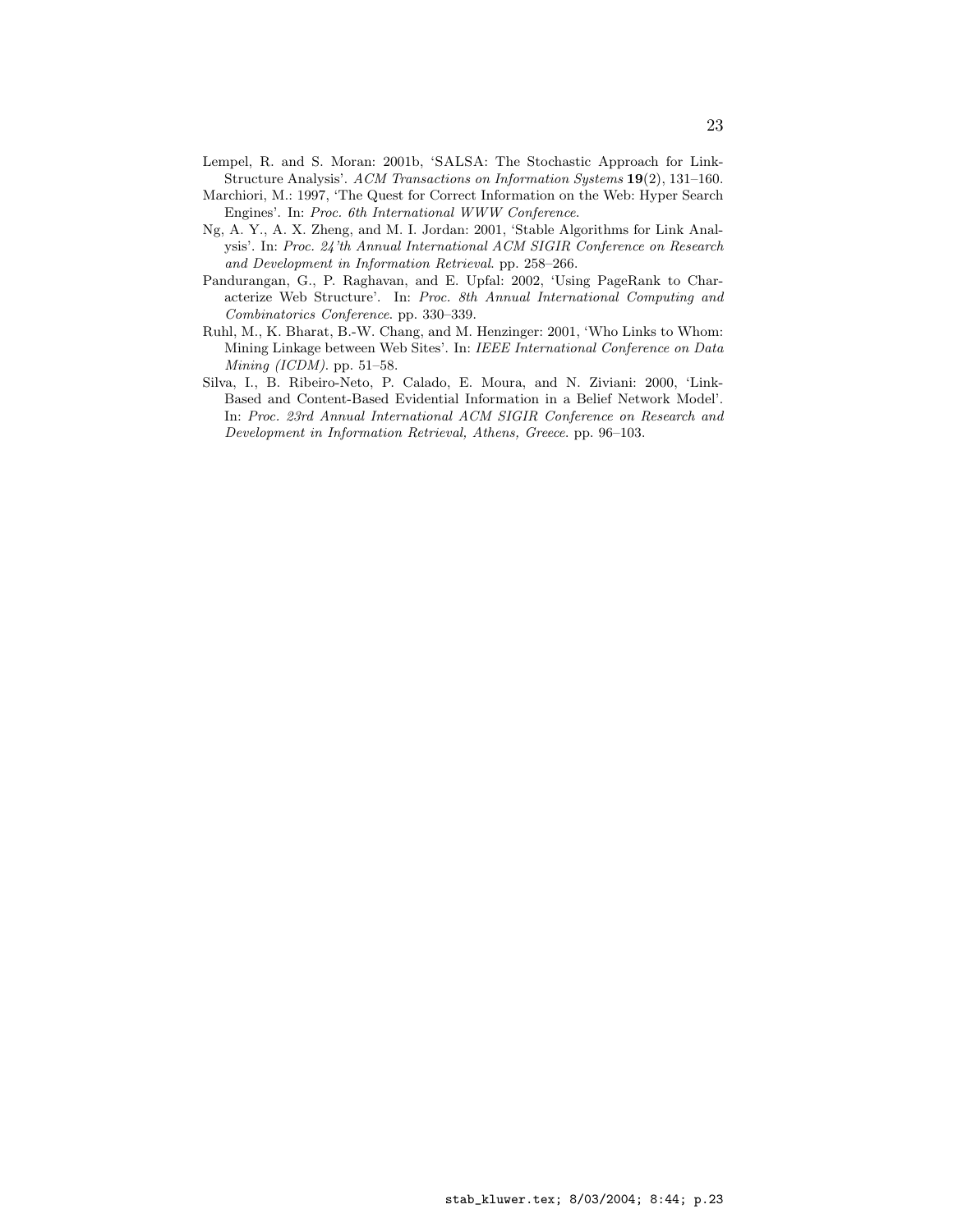Lempel, R. and S. Moran: 2001b, 'SALSA: The Stochastic Approach for Link-Structure Analysis'. *ACM Transactions on Information Systems* **19**(2), 131–160.

Marchiori, M.: 1997, 'The Quest for Correct Information on the Web: Hyper Search Engines'. In: *Proc. 6th International WWW Conference*.

Ng, A. Y., A. X. Zheng, and M. I. Jordan: 2001, 'Stable Algorithms for Link Analysis'. In: *Proc. 24'th Annual International ACM SIGIR Conference on Research and Development in Information Retrieval*. pp. 258–266.

Pandurangan, G., P. Raghavan, and E. Upfal: 2002, 'Using PageRank to Characterize Web Structure'. In: *Proc. 8th Annual International Computing and Combinatorics Conference*. pp. 330–339.

Ruhl, M., K. Bharat, B.-W. Chang, and M. Henzinger: 2001, 'Who Links to Whom: Mining Linkage between Web Sites'. In: *IEEE International Conference on Data Mining (ICDM)*. pp. 51–58.

Silva, I., B. Ribeiro-Neto, P. Calado, E. Moura, and N. Ziviani: 2000, 'Link-Based and Content-Based Evidential Information in a Belief Network Model'. In: *Proc. 23rd Annual International ACM SIGIR Conference on Research and Development in Information Retrieval, Athens, Greece*. pp. 96–103.